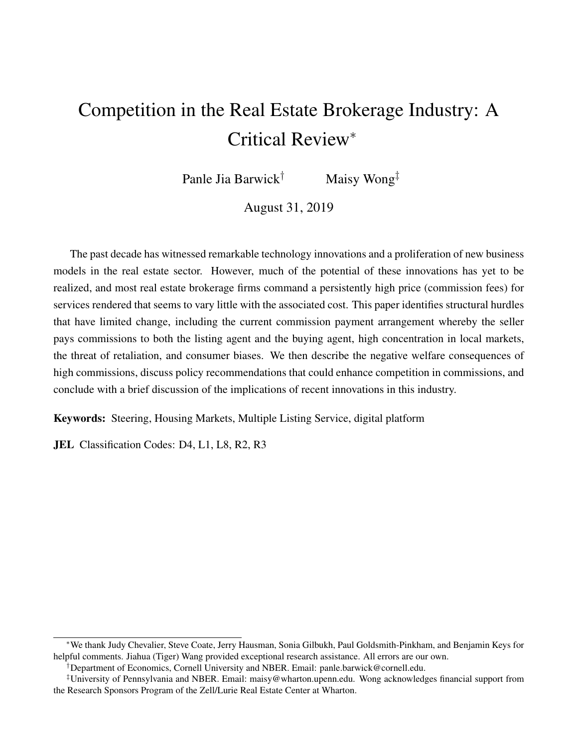# Competition in the Real Estate Brokerage Industry: A Critical Review*

Panle Jia Barwick† Maisy Wong‡

August 31, 2019

The past decade has witnessed remarkable technology innovations and a proliferation of new business models in the real estate sector. However, much of the potential of these innovations has yet to be realized, and most real estate brokerage firms command a persistently high price (commission fees) for services rendered that seems to vary little with the associated cost. This paper identifies structural hurdles that have limited change, including the current commission payment arrangement whereby the seller pays commissions to both the listing agent and the buying agent, high concentration in local markets, the threat of retaliation, and consumer biases. We then describe the negative welfare consequences of high commissions, discuss policy recommendations that could enhance competition in commissions, and conclude with a brief discussion of the implications of recent innovations in this industry.

**Keywords:** Steering, Housing Markets, Multiple Listing Service, digital platform

**JEL** Classification Codes: D4, L1, L8, R2, R3

---

*We thank Judy Chevalier, Steve Coate, Jerry Hausman, Sonia Gilbukh, Paul Goldsmith-Pinkham, and Benjamin Keys for helpful comments. Jiahua (Tiger) Wang provided exceptional research assistance. All errors are our own.

†Department of Economics, Cornell University and NBER. Email: panle.barwick@cornell.edu.

‡University of Pennsylvania and NBER. Email: maisy@wharton.upenn.edu. Wong acknowledges financial support from the Research Sponsors Program of the Zell/Lurie Real Estate Center at Wharton.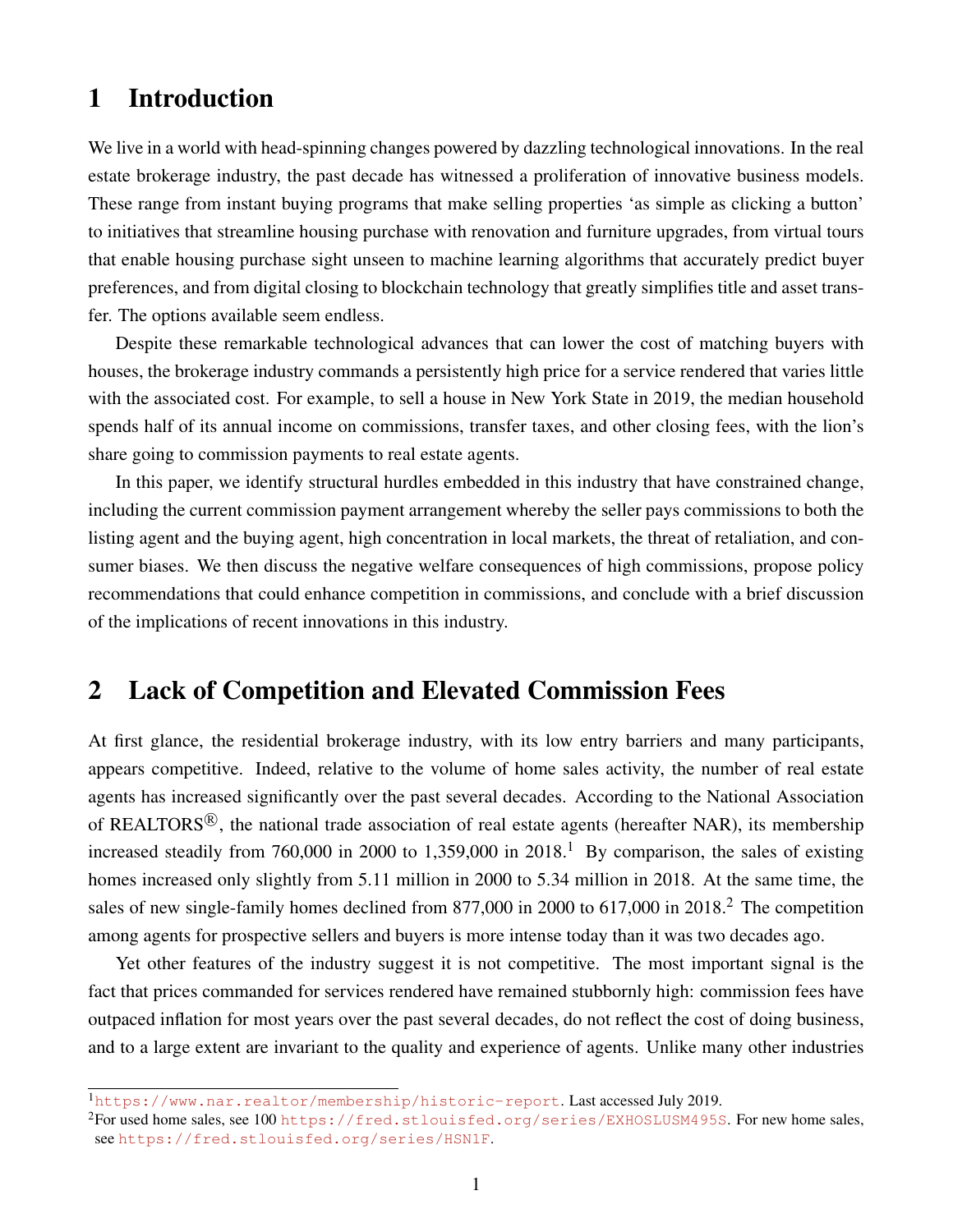# 1 Introduction

We live in a world with head-spinning changes powered by dazzling technological innovations. In the real estate brokerage industry, the past decade has witnessed a proliferation of innovative business models. These range from instant buying programs that make selling properties 'as simple as clicking a button' to initiatives that streamline housing purchase with renovation and furniture upgrades, from virtual tours that enable housing purchase sight unseen to machine learning algorithms that accurately predict buyer preferences, and from digital closing to blockchain technology that greatly simplifies title and asset transfer. The options available seem endless.

Despite these remarkable technological advances that can lower the cost of matching buyers with houses, the brokerage industry commands a persistently high price for a service rendered that varies little with the associated cost. For example, to sell a house in New York State in 2019, the median household spends half of its annual income on commissions, transfer taxes, and other closing fees, with the lion's share going to commission payments to real estate agents.

In this paper, we identify structural hurdles embedded in this industry that have constrained change, including the current commission payment arrangement whereby the seller pays commissions to both the listing agent and the buying agent, high concentration in local markets, the threat of retaliation, and consumer biases. We then discuss the negative welfare consequences of high commissions, propose policy recommendations that could enhance competition in commissions, and conclude with a brief discussion of the implications of recent innovations in this industry.

# 2 Lack of Competition and Elevated Commission Fees

At first glance, the residential brokerage industry, with its low entry barriers and many participants, appears competitive. Indeed, relative to the volume of home sales activity, the number of real estate agents has increased significantly over the past several decades. According to the National Association of REALTORS®, the national trade association of real estate agents (hereafter NAR), its membership increased steadily from 760,000 in 2000 to 1,359,000 in 2018.[1] By comparison, the sales of existing homes increased only slightly from 5.11 million in 2000 to 5.34 million in 2018. At the same time, the sales of new single-family homes declined from 877,000 in 2000 to 617,000 in 2018.[2] The competition among agents for prospective sellers and buyers is more intense today than it was two decades ago.

Yet other features of the industry suggest it is not competitive. The most important signal is the fact that prices commanded for services rendered have remained stubbornly high: commission fees have outpaced inflation for most years over the past several decades, do not reflect the cost of doing business, and to a large extent are invariant to the quality and experience of agents. Unlike many other industries

[1] https://www.nar.realtor/membership/historic-report. Last accessed July 2019.

[2] For used home sales, see 100 https://fred.stlouisfed.org/series/EXHOSLUSM495S. For new home sales, see https://fred.stlouisfed.org/series/HSN1F.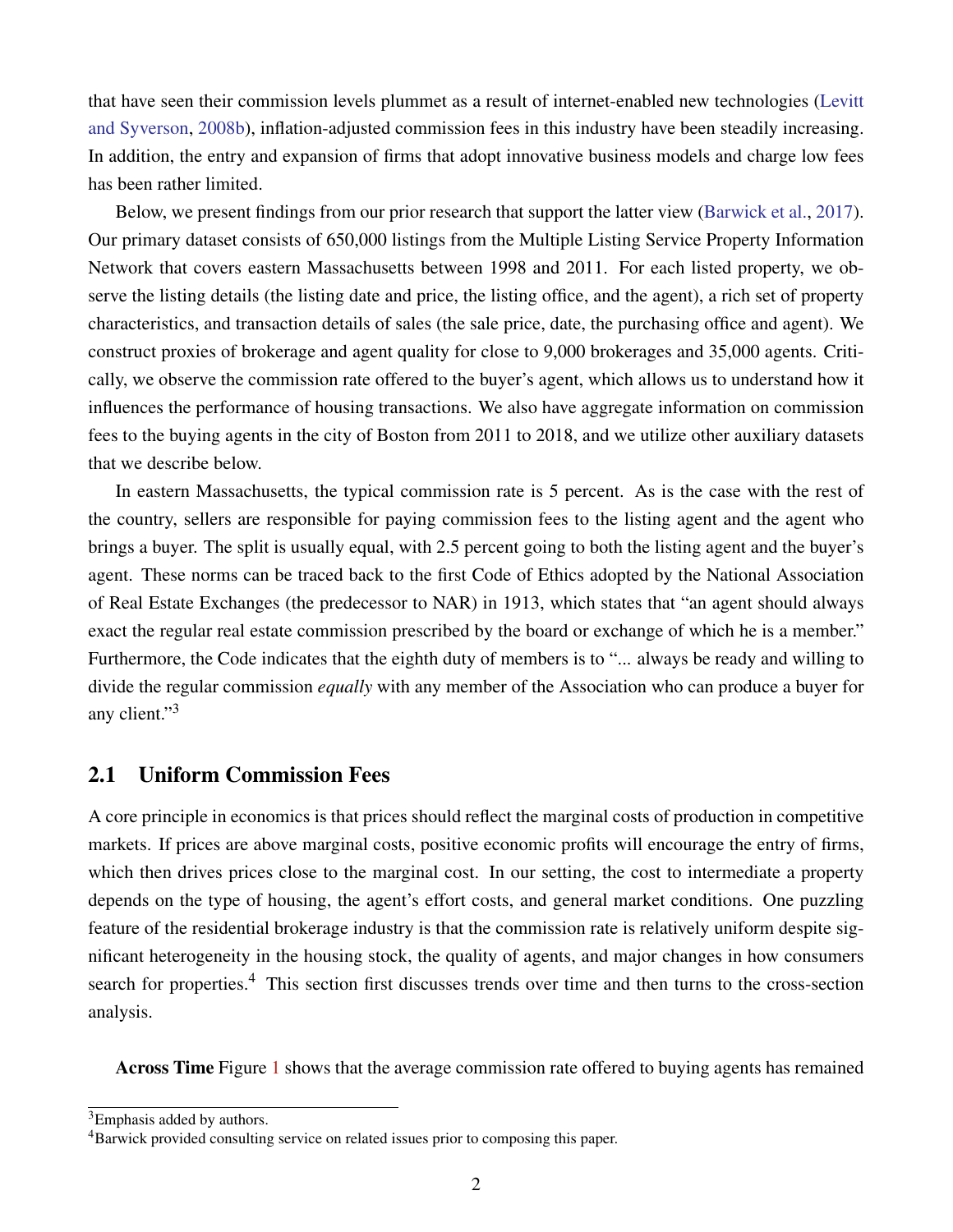that have seen their commission levels plummet as a result of internet-enabled new technologies (Levitt and Syverson, 2008b), inflation-adjusted commission fees in this industry have been steadily increasing. In addition, the entry and expansion of firms that adopt innovative business models and charge low fees has been rather limited.

Below, we present findings from our prior research that support the latter view (Barwick et al., 2017). Our primary dataset consists of 650,000 listings from the Multiple Listing Service Property Information Network that covers eastern Massachusetts between 1998 and 2011. For each listed property, we observe the listing details (the listing date and price, the listing office, and the agent), a rich set of property characteristics, and transaction details of sales (the sale price, date, the purchasing office and agent). We construct proxies of brokerage and agent quality for close to 9,000 brokerages and 35,000 agents. Critically, we observe the commission rate offered to the buyer's agent, which allows us to understand how it influences the performance of housing transactions. We also have aggregate information on commission fees to the buying agents in the city of Boston from 2011 to 2018, and we utilize other auxiliary datasets that we describe below.

In eastern Massachusetts, the typical commission rate is 5 percent. As is the case with the rest of the country, sellers are responsible for paying commission fees to the listing agent and the agent who brings a buyer. The split is usually equal, with 2.5 percent going to both the listing agent and the buyer's agent. These norms can be traced back to the first Code of Ethics adopted by the National Association of Real Estate Exchanges (the predecessor to NAR) in 1913, which states that "an agent should always exact the regular real estate commission prescribed by the board or exchange of which he is a member." Furthermore, the Code indicates that the eighth duty of members is to "... always be ready and willing to divide the regular commission *equally* with any member of the Association who can produce a buyer for any client."[3]

## 2.1 Uniform Commission Fees

A core principle in economics is that prices should reflect the marginal costs of production in competitive markets. If prices are above marginal costs, positive economic profits will encourage the entry of firms, which then drives prices close to the marginal cost. In our setting, the cost to intermediate a property depends on the type of housing, the agent's effort costs, and general market conditions. One puzzling feature of the residential brokerage industry is that the commission rate is relatively uniform despite significant heterogeneity in the housing stock, the quality of agents, and major changes in how consumers search for properties.[4] This section first discusses trends over time and then turns to the cross-section analysis.

**Across Time** Figure 1 shows that the average commission rate offered to buying agents has remained

[3] Emphasis added by authors.

[4] Barwick provided consulting service on related issues prior to composing this paper.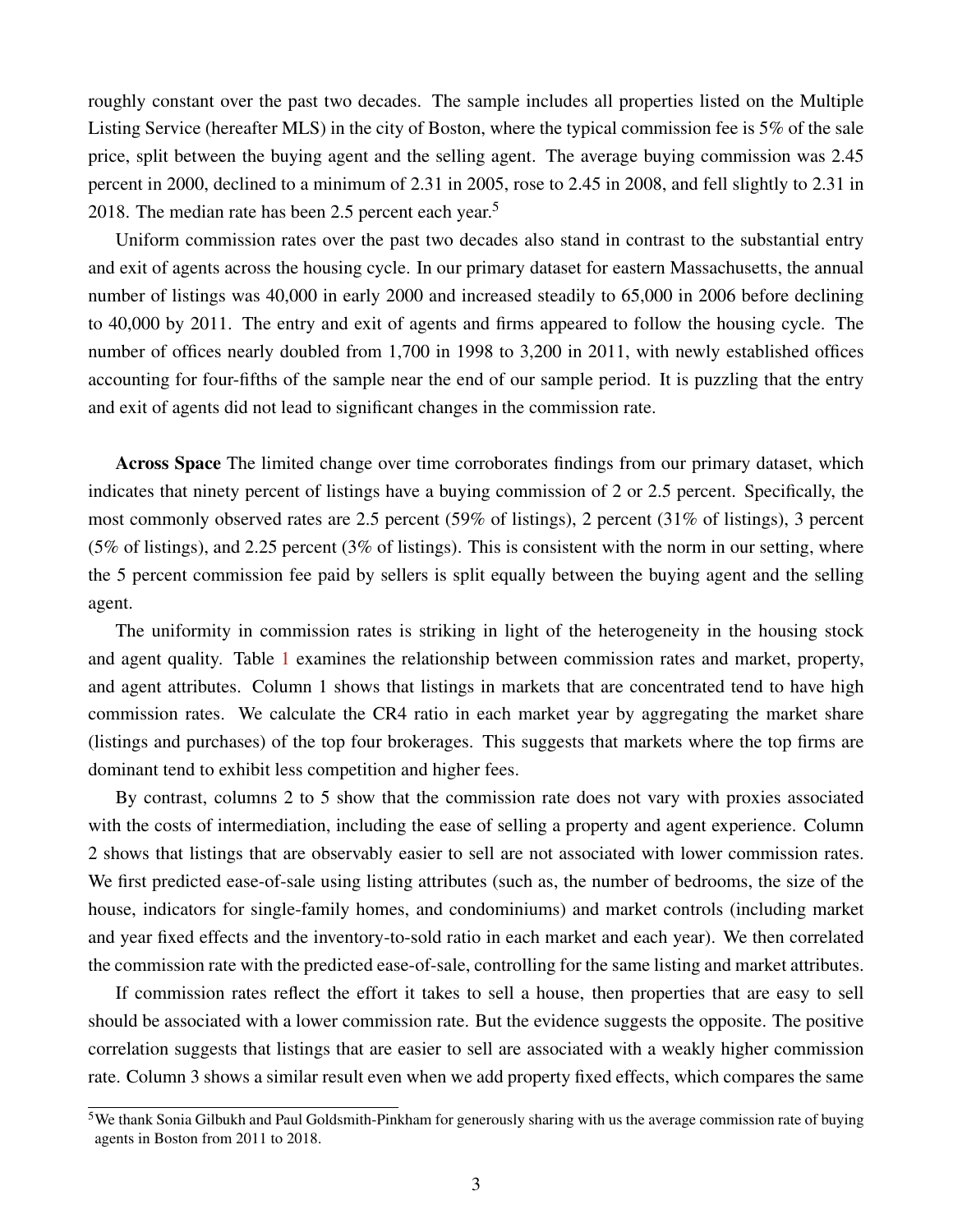roughly constant over the past two decades. The sample includes all properties listed on the Multiple Listing Service (hereafter MLS) in the city of Boston, where the typical commission fee is 5% of the sale price, split between the buying agent and the selling agent. The average buying commission was 2.45 percent in 2000, declined to a minimum of 2.31 in 2005, rose to 2.45 in 2008, and fell slightly to 2.31 in 2018. The median rate has been 2.5 percent each year.[5]

Uniform commission rates over the past two decades also stand in contrast to the substantial entry and exit of agents across the housing cycle. In our primary dataset for eastern Massachusetts, the annual number of listings was 40,000 in early 2000 and increased steadily to 65,000 in 2006 before declining to 40,000 by 2011. The entry and exit of agents and firms appeared to follow the housing cycle. The number of offices nearly doubled from 1,700 in 1998 to 3,200 in 2011, with newly established offices accounting for four-fifths of the sample near the end of our sample period. It is puzzling that the entry and exit of agents did not lead to significant changes in the commission rate.

**Across Space** The limited change over time corroborates findings from our primary dataset, which indicates that ninety percent of listings have a buying commission of 2 or 2.5 percent. Specifically, the most commonly observed rates are 2.5 percent (59% of listings), 2 percent (31% of listings), 3 percent (5% of listings), and 2.25 percent (3% of listings). This is consistent with the norm in our setting, where the 5 percent commission fee paid by sellers is split equally between the buying agent and the selling agent.

The uniformity in commission rates is striking in light of the heterogeneity in the housing stock and agent quality. Table 1 examines the relationship between commission rates and market, property, and agent attributes. Column 1 shows that listings in markets that are concentrated tend to have high commission rates. We calculate the CR4 ratio in each market year by aggregating the market share (listings and purchases) of the top four brokerages. This suggests that markets where the top firms are dominant tend to exhibit less competition and higher fees.

By contrast, columns 2 to 5 show that the commission rate does not vary with proxies associated with the costs of intermediation, including the ease of selling a property and agent experience. Column 2 shows that listings that are observably easier to sell are not associated with lower commission rates. We first predicted ease-of-sale using listing attributes (such as, the number of bedrooms, the size of the house, indicators for single-family homes, and condominiums) and market controls (including market and year fixed effects and the inventory-to-sold ratio in each market and each year). We then correlated the commission rate with the predicted ease-of-sale, controlling for the same listing and market attributes.

If commission rates reflect the effort it takes to sell a house, then properties that are easy to sell should be associated with a lower commission rate. But the evidence suggests the opposite. The positive correlation suggests that listings that are easier to sell are associated with a weakly higher commission rate. Column 3 shows a similar result even when we add property fixed effects, which compares the same

[5] We thank Sonia Gilbukh and Paul Goldsmith-Pinkham for generously sharing with us the average commission rate of buying agents in Boston from 2011 to 2018.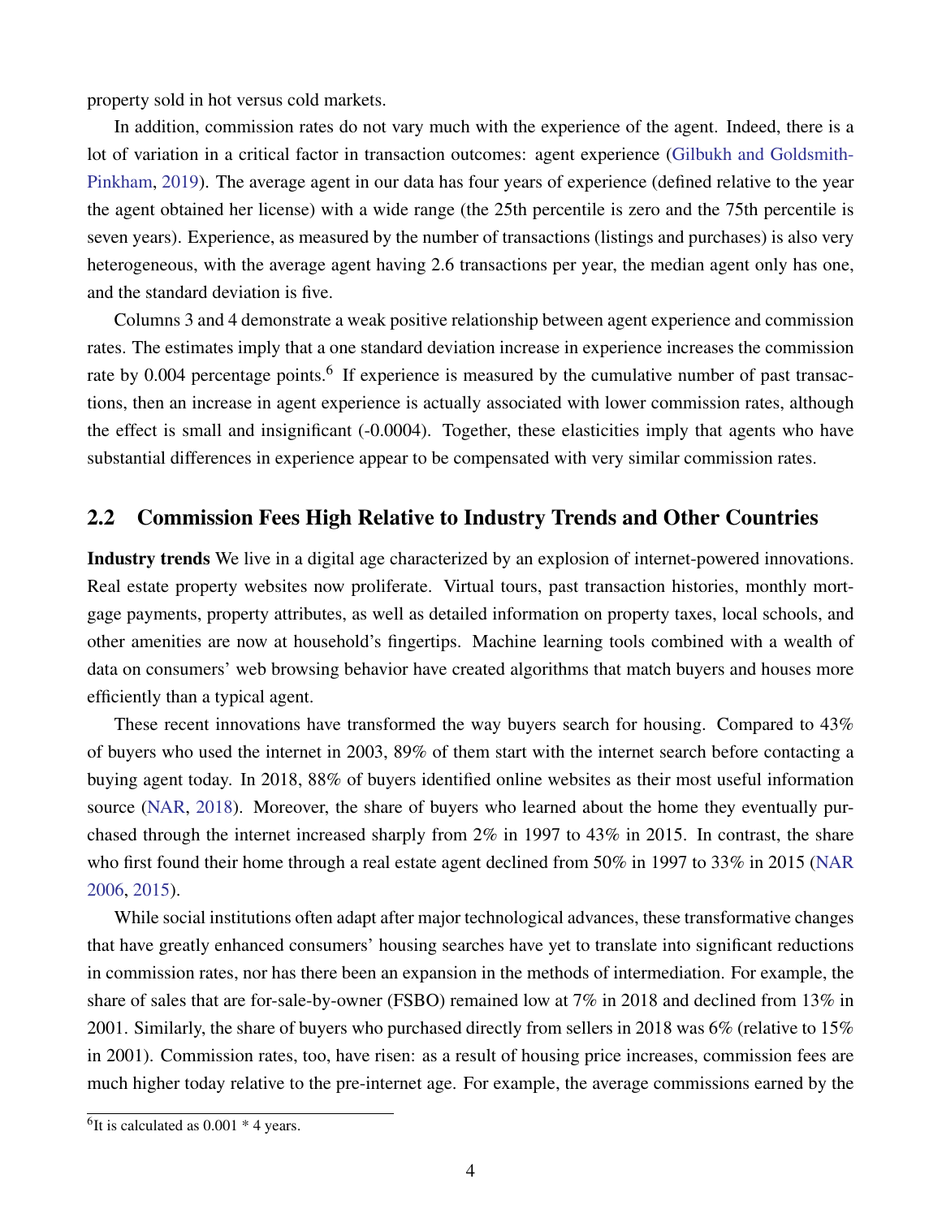property sold in hot versus cold markets.

In addition, commission rates do not vary much with the experience of the agent. Indeed, there is a lot of variation in a critical factor in transaction outcomes: agent experience (Gilbukh and Goldsmith-Pinkham, 2019). The average agent in our data has four years of experience (defined relative to the year the agent obtained her license) with a wide range (the 25th percentile is zero and the 75th percentile is seven years). Experience, as measured by the number of transactions (listings and purchases) is also very heterogeneous, with the average agent having 2.6 transactions per year, the median agent only has one, and the standard deviation is five.

Columns 3 and 4 demonstrate a weak positive relationship between agent experience and commission rates. The estimates imply that a one standard deviation increase in experience increases the commission rate by 0.004 percentage points.[6] If experience is measured by the cumulative number of past transactions, then an increase in agent experience is actually associated with lower commission rates, although the effect is small and insignificant (-0.0004). Together, these elasticities imply that agents who have substantial differences in experience appear to be compensated with very similar commission rates.

## 2.2 Commission Fees High Relative to Industry Trends and Other Countries

**Industry trends** We live in a digital age characterized by an explosion of internet-powered innovations. Real estate property websites now proliferate. Virtual tours, past transaction histories, monthly mortgage payments, property attributes, as well as detailed information on property taxes, local schools, and other amenities are now at household's fingertips. Machine learning tools combined with a wealth of data on consumers' web browsing behavior have created algorithms that match buyers and houses more efficiently than a typical agent.

These recent innovations have transformed the way buyers search for housing. Compared to 43% of buyers who used the internet in 2003, 89% of them start with the internet search before contacting a buying agent today. In 2018, 88% of buyers identified online websites as their most useful information source (NAR, 2018). Moreover, the share of buyers who learned about the home they eventually purchased through the internet increased sharply from 2% in 1997 to 43% in 2015. In contrast, the share who first found their home through a real estate agent declined from 50% in 1997 to 33% in 2015 (NAR 2006, 2015).

While social institutions often adapt after major technological advances, these transformative changes that have greatly enhanced consumers' housing searches have yet to translate into significant reductions in commission rates, nor has there been an expansion in the methods of intermediation. For example, the share of sales that are for-sale-by-owner (FSBO) remained low at 7% in 2018 and declined from 13% in 2001. Similarly, the share of buyers who purchased directly from sellers in 2018 was 6% (relative to 15% in 2001). Commission rates, too, have risen: as a result of housing price increases, commission fees are much higher today relative to the pre-internet age. For example, the average commissions earned by the

[6] It is calculated as 0.001 * 4 years.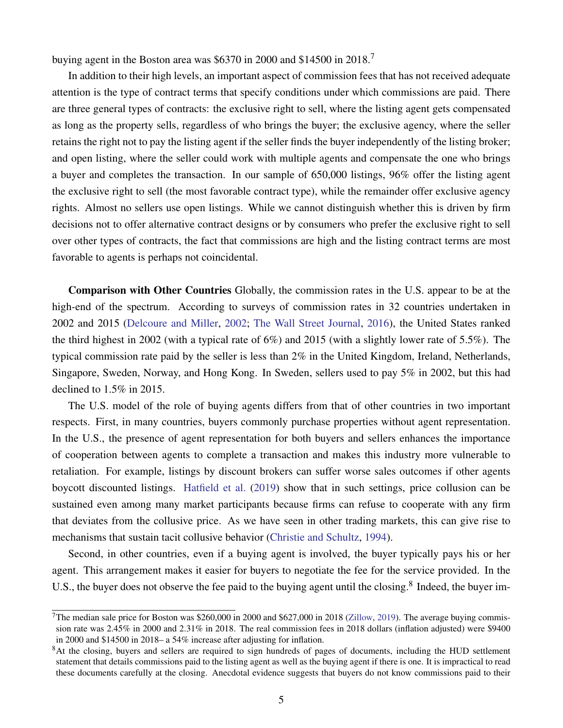buying agent in the Boston area was $6370 in 2000 and $14500 in 2018.[7]

In addition to their high levels, an important aspect of commission fees that has not received adequate attention is the type of contract terms that specify conditions under which commissions are paid. There are three general types of contracts: the exclusive right to sell, where the listing agent gets compensated as long as the property sells, regardless of who brings the buyer; the exclusive agency, where the seller retains the right not to pay the listing agent if the seller finds the buyer independently of the listing broker; and open listing, where the seller could work with multiple agents and compensate the one who brings a buyer and completes the transaction. In our sample of 650,000 listings, 96% offer the listing agent the exclusive right to sell (the most favorable contract type), while the remainder offer exclusive agency rights. Almost no sellers use open listings. While we cannot distinguish whether this is driven by firm decisions not to offer alternative contract designs or by consumers who prefer the exclusive right to sell over other types of contracts, the fact that commissions are high and the listing contract terms are most favorable to agents is perhaps not coincidental.

**Comparison with Other Countries** Globally, the commission rates in the U.S. appear to be at the high-end of the spectrum. According to surveys of commission rates in 32 countries undertaken in 2002 and 2015 (Delcoure and Miller, 2002; The Wall Street Journal, 2016), the United States ranked the third highest in 2002 (with a typical rate of 6%) and 2015 (with a slightly lower rate of 5.5%). The typical commission rate paid by the seller is less than 2% in the United Kingdom, Ireland, Netherlands, Singapore, Sweden, Norway, and Hong Kong. In Sweden, sellers used to pay 5% in 2002, but this had declined to 1.5% in 2015.

The U.S. model of the role of buying agents differs from that of other countries in two important respects. First, in many countries, buyers commonly purchase properties without agent representation. In the U.S., the presence of agent representation for both buyers and sellers enhances the importance of cooperation between agents to complete a transaction and makes this industry more vulnerable to retaliation. For example, listings by discount brokers can suffer worse sales outcomes if other agents boycott discounted listings. Hatfield et al. (2019) show that in such settings, price collusion can be sustained even among many market participants because firms can refuse to cooperate with any firm that deviates from the collusive price. As we have seen in other trading markets, this can give rise to mechanisms that sustain tacit collusive behavior (Christie and Schultz, 1994).

Second, in other countries, even if a buying agent is involved, the buyer typically pays his or her agent. This arrangement makes it easier for buyers to negotiate the fee for the service provided. In the U.S., the buyer does not observe the fee paid to the buying agent until the closing.[8] Indeed, the buyer im-

[7] The median sale price for Boston was $260,000 in 2000 and $627,000 in 2018 (Zillow, 2019). The average buying commission rate was 2.45% in 2000 and 2.31% in 2018. The real commission fees in 2018 dollars (inflation adjusted) were $9400 in 2000 and $14500 in 2018– a 54% increase after adjusting for inflation.

[8] At the closing, buyers and sellers are required to sign hundreds of pages of documents, including the HUD settlement statement that details commissions paid to the listing agent as well as the buying agent if there is one. It is impractical to read these documents carefully at the closing. Anecdotal evidence suggests that buyers do not know commissions paid to their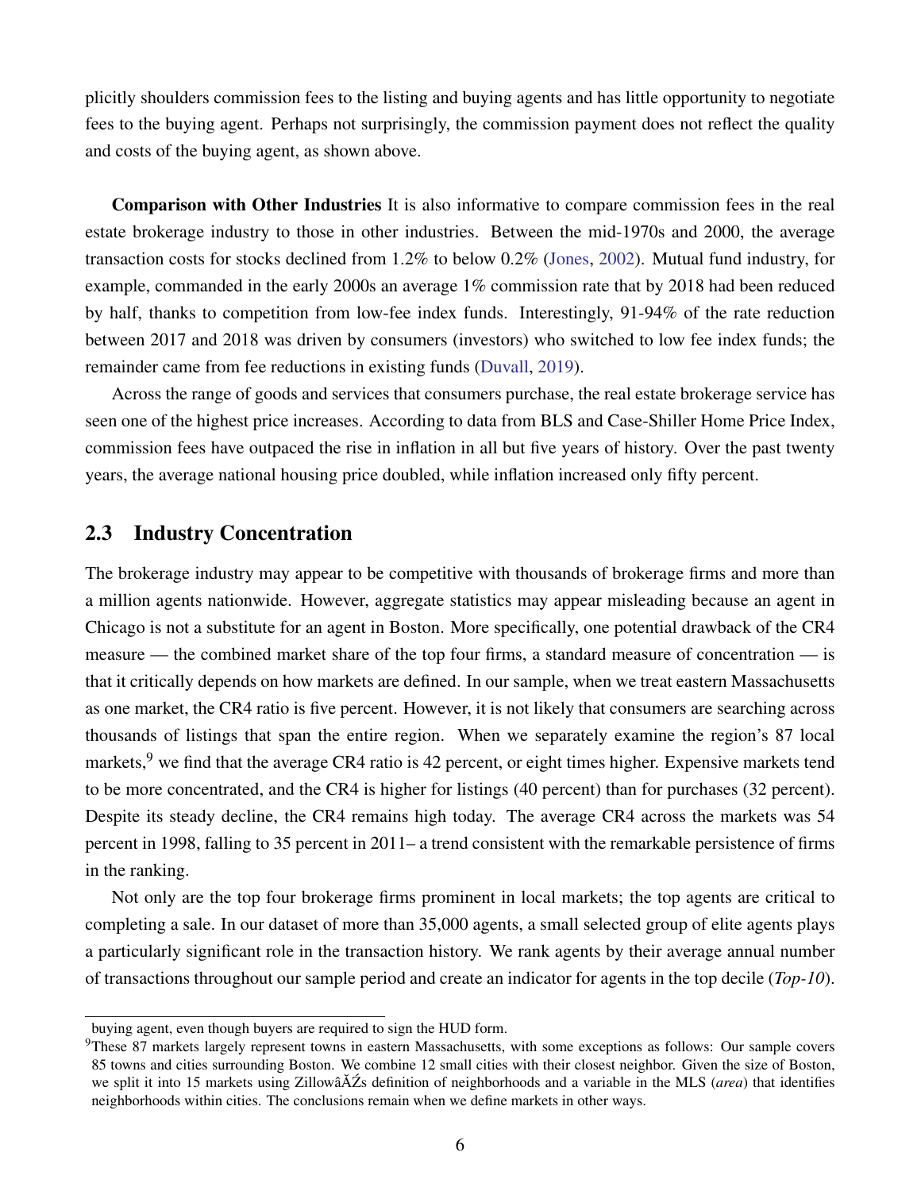plicitly shoulders commission fees to the listing and buying agents and has little opportunity to negotiate fees to the buying agent. Perhaps not surprisingly, the commission payment does not reflect the quality and costs of the buying agent, as shown above.

**Comparison with Other Industries** It is also informative to compare commission fees in the real estate brokerage industry to those in other industries. Between the mid-1970s and 2000, the average transaction costs for stocks declined from 1.2% to below 0.2% (Jones, 2002). Mutual fund industry, for example, commanded in the early 2000s an average 1% commission rate that by 2018 had been reduced by half, thanks to competition from low-fee index funds. Interestingly, 91-94% of the rate reduction between 2017 and 2018 was driven by consumers (investors) who switched to low fee index funds; the remainder came from fee reductions in existing funds (Duvall, 2019).

Across the range of goods and services that consumers purchase, the real estate brokerage service has seen one of the highest price increases. According to data from BLS and Case-Shiller Home Price Index, commission fees have outpaced the rise in inflation in all but five years of history. Over the past twenty years, the average national housing price doubled, while inflation increased only fifty percent.

## 2.3 Industry Concentration

The brokerage industry may appear to be competitive with thousands of brokerage firms and more than a million agents nationwide. However, aggregate statistics may appear misleading because an agent in Chicago is not a substitute for an agent in Boston. More specifically, one potential drawback of the CR4 measure — the combined market share of the top four firms, a standard measure of concentration — is that it critically depends on how markets are defined. In our sample, when we treat eastern Massachusetts as one market, the CR4 ratio is five percent. However, it is not likely that consumers are searching across thousands of listings that span the entire region. When we separately examine the region's 87 local markets,[9] we find that the average CR4 ratio is 42 percent, or eight times higher. Expensive markets tend to be more concentrated, and the CR4 is higher for listings (40 percent) than for purchases (32 percent). Despite its steady decline, the CR4 remains high today. The average CR4 across the markets was 54 percent in 1998, falling to 35 percent in 2011– a trend consistent with the remarkable persistence of firms in the ranking.

Not only are the top four brokerage firms prominent in local markets; the top agents are critical to completing a sale. In our dataset of more than 35,000 agents, a small selected group of elite agents plays a particularly significant role in the transaction history. We rank agents by their average annual number of transactions throughout our sample period and create an indicator for agents in the top decile (*Top-10*).

buying agent, even though buyers are required to sign the HUD form.

[9]These 87 markets largely represent towns in eastern Massachusetts, with some exceptions as follows: Our sample covers 85 towns and cities surrounding Boston. We combine 12 small cities with their closest neighbor. Given the size of Boston, we split it into 15 markets using ZillowâĂŹs definition of neighborhoods and a variable in the MLS (*area*) that identifies neighborhoods within cities. The conclusions remain when we define markets in other ways.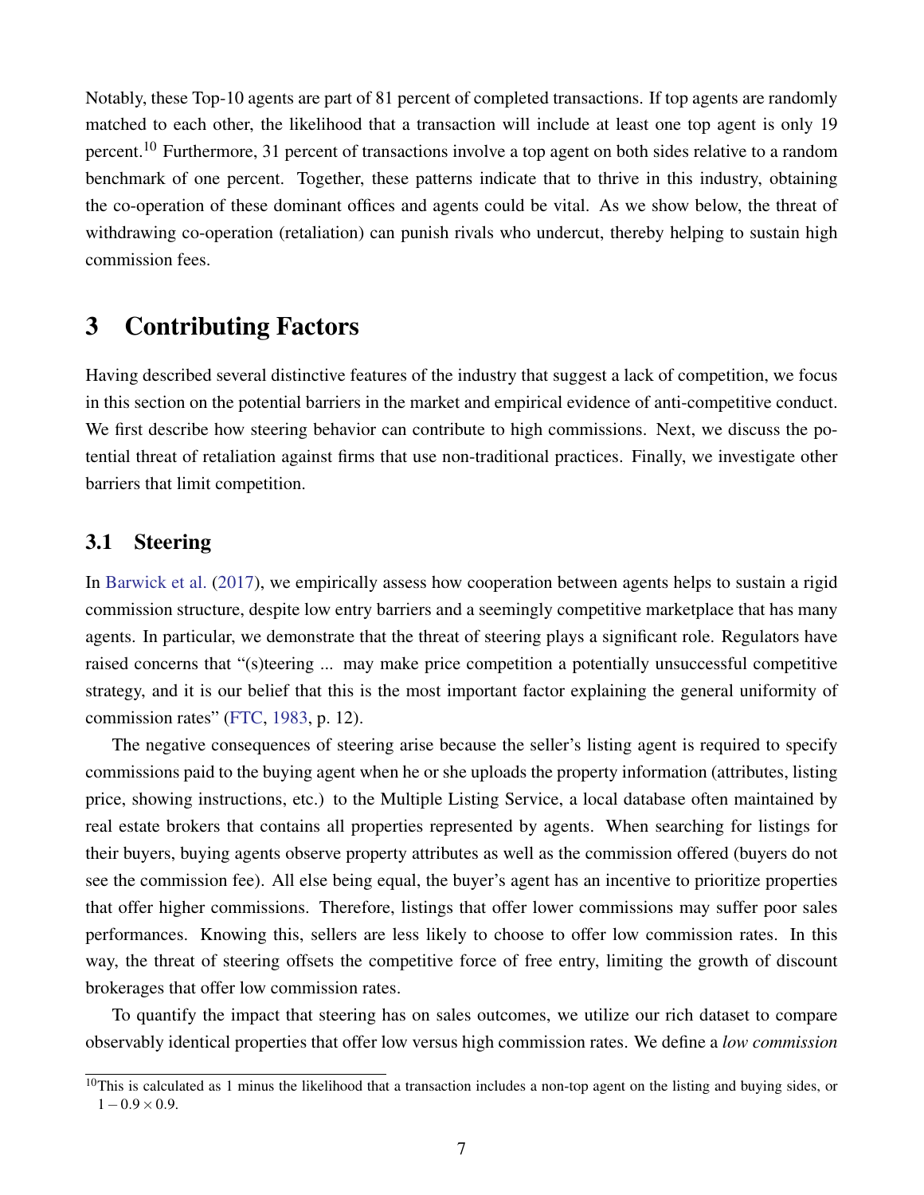Notably, these Top-10 agents are part of 81 percent of completed transactions. If top agents are randomly matched to each other, the likelihood that a transaction will include at least one top agent is only 19 percent.[10] Furthermore, 31 percent of transactions involve a top agent on both sides relative to a random benchmark of one percent. Together, these patterns indicate that to thrive in this industry, obtaining the co-operation of these dominant offices and agents could be vital. As we show below, the threat of withdrawing co-operation (retaliation) can punish rivals who undercut, thereby helping to sustain high commission fees.

# 3 Contributing Factors

Having described several distinctive features of the industry that suggest a lack of competition, we focus in this section on the potential barriers in the market and empirical evidence of anti-competitive conduct. We first describe how steering behavior can contribute to high commissions. Next, we discuss the potential threat of retaliation against firms that use non-traditional practices. Finally, we investigate other barriers that limit competition.

## 3.1 Steering

In Barwick et al. (2017), we empirically assess how cooperation between agents helps to sustain a rigid commission structure, despite low entry barriers and a seemingly competitive marketplace that has many agents. In particular, we demonstrate that the threat of steering plays a significant role. Regulators have raised concerns that "(s)teering ... may make price competition a potentially unsuccessful competitive strategy, and it is our belief that this is the most important factor explaining the general uniformity of commission rates" (FTC, 1983, p. 12).

The negative consequences of steering arise because the seller's listing agent is required to specify commissions paid to the buying agent when he or she uploads the property information (attributes, listing price, showing instructions, etc.) to the Multiple Listing Service, a local database often maintained by real estate brokers that contains all properties represented by agents. When searching for listings for their buyers, buying agents observe property attributes as well as the commission offered (buyers do not see the commission fee). All else being equal, the buyer's agent has an incentive to prioritize properties that offer higher commissions. Therefore, listings that offer lower commissions may suffer poor sales performances. Knowing this, sellers are less likely to choose to offer low commission rates. In this way, the threat of steering offsets the competitive force of free entry, limiting the growth of discount brokerages that offer low commission rates.

To quantify the impact that steering has on sales outcomes, we utilize our rich dataset to compare observably identical properties that offer low versus high commission rates. We define a *low commission*

[10] This is calculated as 1 minus the likelihood that a transaction includes a non-top agent on the listing and buying sides, or $1 - 0.9 \times 0.9$.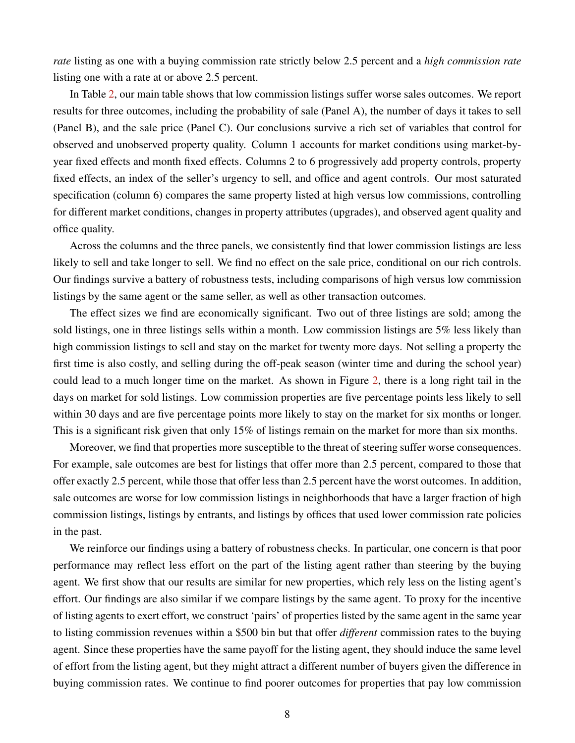*rate* listing as one with a buying commission rate strictly below 2.5 percent and a *high commission rate* listing one with a rate at or above 2.5 percent.

In Table 2, our main table shows that low commission listings suffer worse sales outcomes. We report results for three outcomes, including the probability of sale (Panel A), the number of days it takes to sell (Panel B), and the sale price (Panel C). Our conclusions survive a rich set of variables that control for observed and unobserved property quality. Column 1 accounts for market conditions using market-by-year fixed effects and month fixed effects. Columns 2 to 6 progressively add property controls, property fixed effects, an index of the seller's urgency to sell, and office and agent controls. Our most saturated specification (column 6) compares the same property listed at high versus low commissions, controlling for different market conditions, changes in property attributes (upgrades), and observed agent quality and office quality.

Across the columns and the three panels, we consistently find that lower commission listings are less likely to sell and take longer to sell. We find no effect on the sale price, conditional on our rich controls. Our findings survive a battery of robustness tests, including comparisons of high versus low commission listings by the same agent or the same seller, as well as other transaction outcomes.

The effect sizes we find are economically significant. Two out of three listings are sold; among the sold listings, one in three listings sells within a month. Low commission listings are 5% less likely than high commission listings to sell and stay on the market for twenty more days. Not selling a property the first time is also costly, and selling during the off-peak season (winter time and during the school year) could lead to a much longer time on the market. As shown in Figure 2, there is a long right tail in the days on market for sold listings. Low commission properties are five percentage points less likely to sell within 30 days and are five percentage points more likely to stay on the market for six months or longer. This is a significant risk given that only 15% of listings remain on the market for more than six months.

Moreover, we find that properties more susceptible to the threat of steering suffer worse consequences. For example, sale outcomes are best for listings that offer more than 2.5 percent, compared to those that offer exactly 2.5 percent, while those that offer less than 2.5 percent have the worst outcomes. In addition, sale outcomes are worse for low commission listings in neighborhoods that have a larger fraction of high commission listings, listings by entrants, and listings by offices that used lower commission rate policies in the past.

We reinforce our findings using a battery of robustness checks. In particular, one concern is that poor performance may reflect less effort on the part of the listing agent rather than steering by the buying agent. We first show that our results are similar for new properties, which rely less on the listing agent's effort. Our findings are also similar if we compare listings by the same agent. To proxy for the incentive of listing agents to exert effort, we construct 'pairs' of properties listed by the same agent in the same year to listing commission revenues within a \$500 bin but that offer *different* commission rates to the buying agent. Since these properties have the same payoff for the listing agent, they should induce the same level of effort from the listing agent, but they might attract a different number of buyers given the difference in buying commission rates. We continue to find poorer outcomes for properties that pay low commission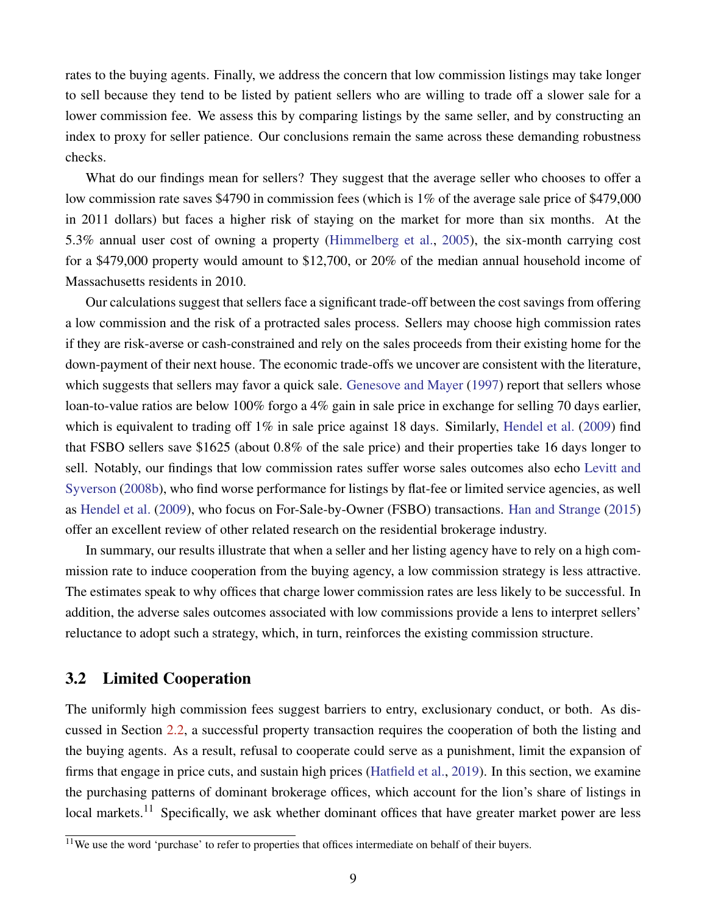rates to the buying agents. Finally, we address the concern that low commission listings may take longer to sell because they tend to be listed by patient sellers who are willing to trade off a slower sale for a lower commission fee. We assess this by comparing listings by the same seller, and by constructing an index to proxy for seller patience. Our conclusions remain the same across these demanding robustness checks.

What do our findings mean for sellers? They suggest that the average seller who chooses to offer a low commission rate saves $4790 in commission fees (which is 1% of the average sale price of $479,000 in 2011 dollars) but faces a higher risk of staying on the market for more than six months. At the 5.3% annual user cost of owning a property (Himmelberg et al., 2005), the six-month carrying cost for a $479,000 property would amount to $12,700, or 20% of the median annual household income of Massachusetts residents in 2010.

Our calculations suggest that sellers face a significant trade-off between the cost savings from offering a low commission and the risk of a protracted sales process. Sellers may choose high commission rates if they are risk-averse or cash-constrained and rely on the sales proceeds from their existing home for the down-payment of their next house. The economic trade-offs we uncover are consistent with the literature, which suggests that sellers may favor a quick sale. Genesove and Mayer (1997) report that sellers whose loan-to-value ratios are below 100% forgo a 4% gain in sale price in exchange for selling 70 days earlier, which is equivalent to trading off 1% in sale price against 18 days. Similarly, Hendel et al. (2009) find that FSBO sellers save $1625 (about 0.8% of the sale price) and their properties take 16 days longer to sell. Notably, our findings that low commission rates suffer worse sales outcomes also echo Levitt and Syverson (2008b), who find worse performance for listings by flat-fee or limited service agencies, as well as Hendel et al. (2009), who focus on For-Sale-by-Owner (FSBO) transactions. Han and Strange (2015) offer an excellent review of other related research on the residential brokerage industry.

In summary, our results illustrate that when a seller and her listing agency have to rely on a high commission rate to induce cooperation from the buying agency, a low commission strategy is less attractive. The estimates speak to why offices that charge lower commission rates are less likely to be successful. In addition, the adverse sales outcomes associated with low commissions provide a lens to interpret sellers' reluctance to adopt such a strategy, which, in turn, reinforces the existing commission structure.

## 3.2 Limited Cooperation

The uniformly high commission fees suggest barriers to entry, exclusionary conduct, or both. As discussed in Section 2.2, a successful property transaction requires the cooperation of both the listing and the buying agents. As a result, refusal to cooperate could serve as a punishment, limit the expansion of firms that engage in price cuts, and sustain high prices (Hatfield et al., 2019). In this section, we examine the purchasing patterns of dominant brokerage offices, which account for the lion's share of listings in local markets.[11] Specifically, we ask whether dominant offices that have greater market power are less

[11] We use the word 'purchase' to refer to properties that offices intermediate on behalf of their buyers.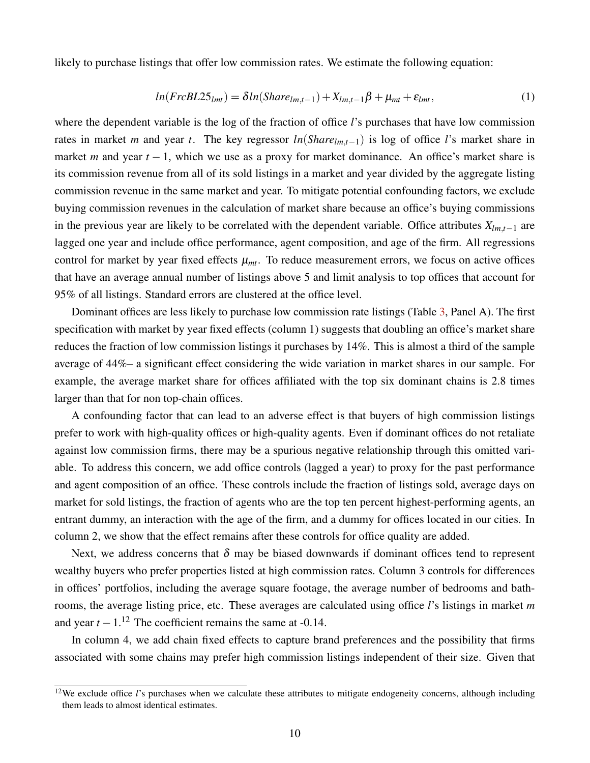likely to purchase listings that offer low commission rates. We estimate the following equation:

$$ln(FrcBL25_{lmt}) = \delta ln(Share_{lm,t-1}) + X_{lm,t-1}\beta + \mu_{mt} + \varepsilon_{lmt}, \quad (1)$$

where the dependent variable is the log of the fraction of office $l$'s purchases that have low commission rates in market $m$ and year $t$. The key regressor $ln(Share_{lm,t-1})$ is log of office $l$'s market share in market $m$ and year $t-1$, which we use as a proxy for market dominance. An office's market share is its commission revenue from all of its sold listings in a market and year divided by the aggregate listing commission revenue in the same market and year. To mitigate potential confounding factors, we exclude buying commission revenues in the calculation of market share because an office's buying commissions in the previous year are likely to be correlated with the dependent variable. Office attributes $X_{lm,t-1}$ are lagged one year and include office performance, agent composition, and age of the firm. All regressions control for market by year fixed effects $\mu_{mt}$. To reduce measurement errors, we focus on active offices that have an average annual number of listings above 5 and limit analysis to top offices that account for 95% of all listings. Standard errors are clustered at the office level.

Dominant offices are less likely to purchase low commission rate listings (Table 3, Panel A). The first specification with market by year fixed effects (column 1) suggests that doubling an office's market share reduces the fraction of low commission listings it purchases by 14%. This is almost a third of the sample average of 44%– a significant effect considering the wide variation in market shares in our sample. For example, the average market share for offices affiliated with the top six dominant chains is 2.8 times larger than that for non top-chain offices.

A confounding factor that can lead to an adverse effect is that buyers of high commission listings prefer to work with high-quality offices or high-quality agents. Even if dominant offices do not retaliate against low commission firms, there may be a spurious negative relationship through this omitted variable. To address this concern, we add office controls (lagged a year) to proxy for the past performance and agent composition of an office. These controls include the fraction of listings sold, average days on market for sold listings, the fraction of agents who are the top ten percent highest-performing agents, an entrant dummy, an interaction with the age of the firm, and a dummy for offices located in our cities. In column 2, we show that the effect remains after these controls for office quality are added.

Next, we address concerns that $\delta$ may be biased downwards if dominant offices tend to represent wealthy buyers who prefer properties listed at high commission rates. Column 3 controls for differences in offices' portfolios, including the average square footage, the average number of bedrooms and bathrooms, the average listing price, etc. These averages are calculated using office $l$'s listings in market $m$ and year $t-1$.[12] The coefficient remains the same at -0.14.

In column 4, we add chain fixed effects to capture brand preferences and the possibility that firms associated with some chains may prefer high commission listings independent of their size. Given that

[12]We exclude office $l$'s purchases when we calculate these attributes to mitigate endogeneity concerns, although including them leads to almost identical estimates.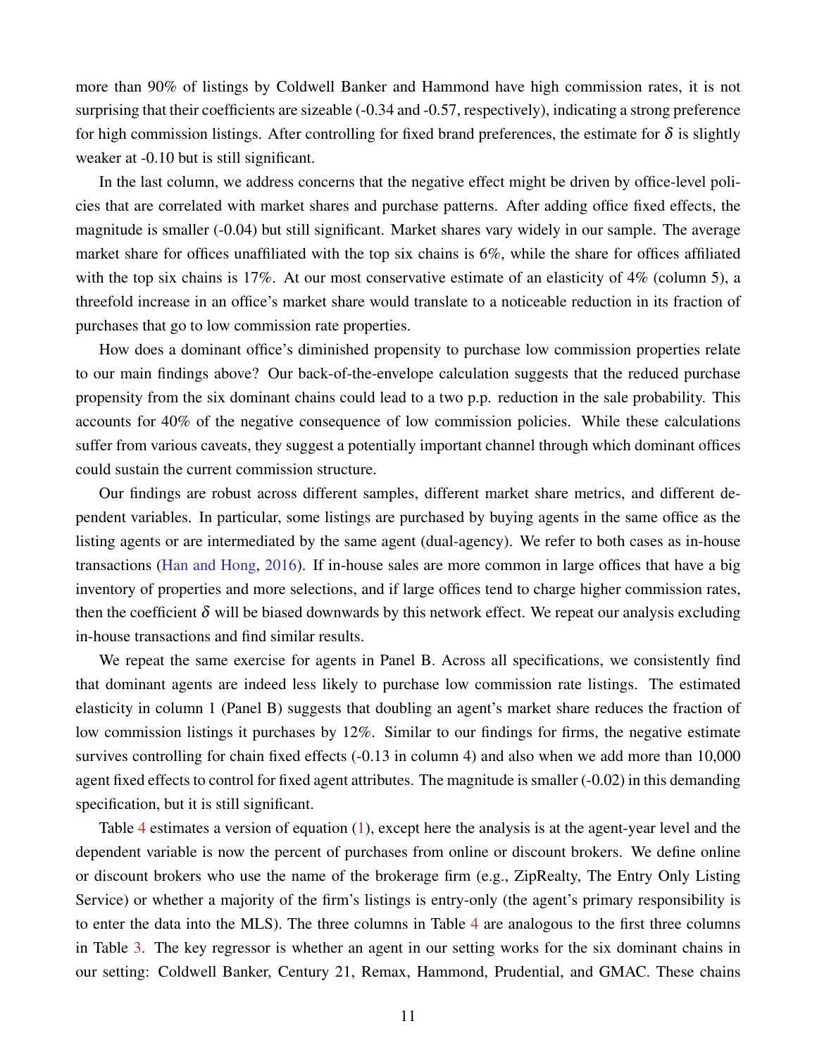more than 90% of listings by Coldwell Banker and Hammond have high commission rates, it is not surprising that their coefficients are sizeable (-0.34 and -0.57, respectively), indicating a strong preference for high commission listings. After controlling for fixed brand preferences, the estimate for $\delta$ is slightly weaker at -0.10 but is still significant.

In the last column, we address concerns that the negative effect might be driven by office-level policies that are correlated with market shares and purchase patterns. After adding office fixed effects, the magnitude is smaller (-0.04) but still significant. Market shares vary widely in our sample. The average market share for offices unaffiliated with the top six chains is 6%, while the share for offices affiliated with the top six chains is 17%. At our most conservative estimate of an elasticity of 4% (column 5), a threefold increase in an office's market share would translate to a noticeable reduction in its fraction of purchases that go to low commission rate properties.

How does a dominant office's diminished propensity to purchase low commission properties relate to our main findings above? Our back-of-the-envelope calculation suggests that the reduced purchase propensity from the six dominant chains could lead to a two p.p. reduction in the sale probability. This accounts for 40% of the negative consequence of low commission policies. While these calculations suffer from various caveats, they suggest a potentially important channel through which dominant offices could sustain the current commission structure.

Our findings are robust across different samples, different market share metrics, and different dependent variables. In particular, some listings are purchased by buying agents in the same office as the listing agents or are intermediated by the same agent (dual-agency). We refer to both cases as in-house transactions (Han and Hong, 2016). If in-house sales are more common in large offices that have a big inventory of properties and more selections, and if large offices tend to charge higher commission rates, then the coefficient $\delta$ will be biased downwards by this network effect. We repeat our analysis excluding in-house transactions and find similar results.

We repeat the same exercise for agents in Panel B. Across all specifications, we consistently find that dominant agents are indeed less likely to purchase low commission rate listings. The estimated elasticity in column 1 (Panel B) suggests that doubling an agent's market share reduces the fraction of low commission listings it purchases by 12%. Similar to our findings for firms, the negative estimate survives controlling for chain fixed effects (-0.13 in column 4) and also when we add more than 10,000 agent fixed effects to control for fixed agent attributes. The magnitude is smaller (-0.02) in this demanding specification, but it is still significant.

Table 4 estimates a version of equation (1), except here the analysis is at the agent-year level and the dependent variable is now the percent of purchases from online or discount brokers. We define online or discount brokers who use the name of the brokerage firm (e.g., ZipRealty, The Entry Only Listing Service) or whether a majority of the firm's listings is entry-only (the agent's primary responsibility is to enter the data into the MLS). The three columns in Table 4 are analogous to the first three columns in Table 3. The key regressor is whether an agent in our setting works for the six dominant chains in our setting: Coldwell Banker, Century 21, Remax, Hammond, Prudential, and GMAC. These chains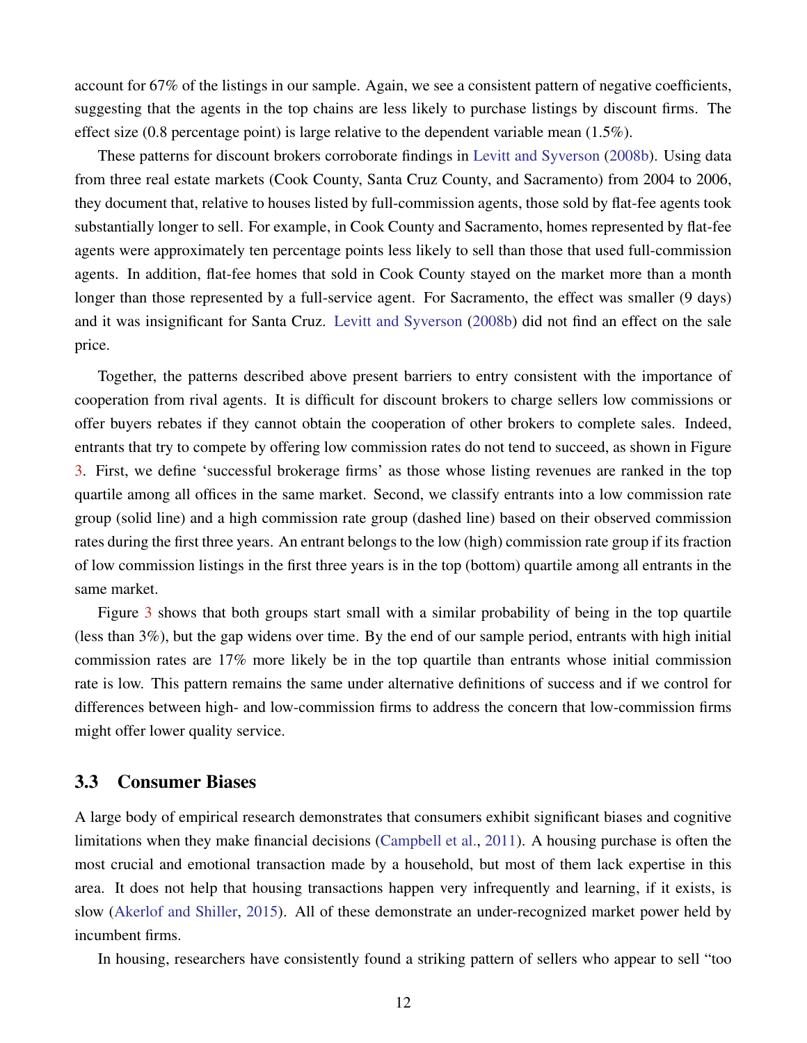account for 67% of the listings in our sample. Again, we see a consistent pattern of negative coefficients, suggesting that the agents in the top chains are less likely to purchase listings by discount firms. The effect size (0.8 percentage point) is large relative to the dependent variable mean (1.5%).

These patterns for discount brokers corroborate findings in Levitt and Syverson (2008b). Using data from three real estate markets (Cook County, Santa Cruz County, and Sacramento) from 2004 to 2006, they document that, relative to houses listed by full-commission agents, those sold by flat-fee agents took substantially longer to sell. For example, in Cook County and Sacramento, homes represented by flat-fee agents were approximately ten percentage points less likely to sell than those that used full-commission agents. In addition, flat-fee homes that sold in Cook County stayed on the market more than a month longer than those represented by a full-service agent. For Sacramento, the effect was smaller (9 days) and it was insignificant for Santa Cruz. Levitt and Syverson (2008b) did not find an effect on the sale price.

Together, the patterns described above present barriers to entry consistent with the importance of cooperation from rival agents. It is difficult for discount brokers to charge sellers low commissions or offer buyers rebates if they cannot obtain the cooperation of other brokers to complete sales. Indeed, entrants that try to compete by offering low commission rates do not tend to succeed, as shown in Figure 3. First, we define 'successful brokerage firms' as those whose listing revenues are ranked in the top quartile among all offices in the same market. Second, we classify entrants into a low commission rate group (solid line) and a high commission rate group (dashed line) based on their observed commission rates during the first three years. An entrant belongs to the low (high) commission rate group if its fraction of low commission listings in the first three years is in the top (bottom) quartile among all entrants in the same market.

Figure 3 shows that both groups start small with a similar probability of being in the top quartile (less than 3%), but the gap widens over time. By the end of our sample period, entrants with high initial commission rates are 17% more likely be in the top quartile than entrants whose initial commission rate is low. This pattern remains the same under alternative definitions of success and if we control for differences between high- and low-commission firms to address the concern that low-commission firms might offer lower quality service.

## 3.3 Consumer Biases

A large body of empirical research demonstrates that consumers exhibit significant biases and cognitive limitations when they make financial decisions (Campbell et al., 2011). A housing purchase is often the most crucial and emotional transaction made by a household, but most of them lack expertise in this area. It does not help that housing transactions happen very infrequently and learning, if it exists, is slow (Akerlof and Shiller, 2015). All of these demonstrate an under-recognized market power held by incumbent firms.

In housing, researchers have consistently found a striking pattern of sellers who appear to sell "too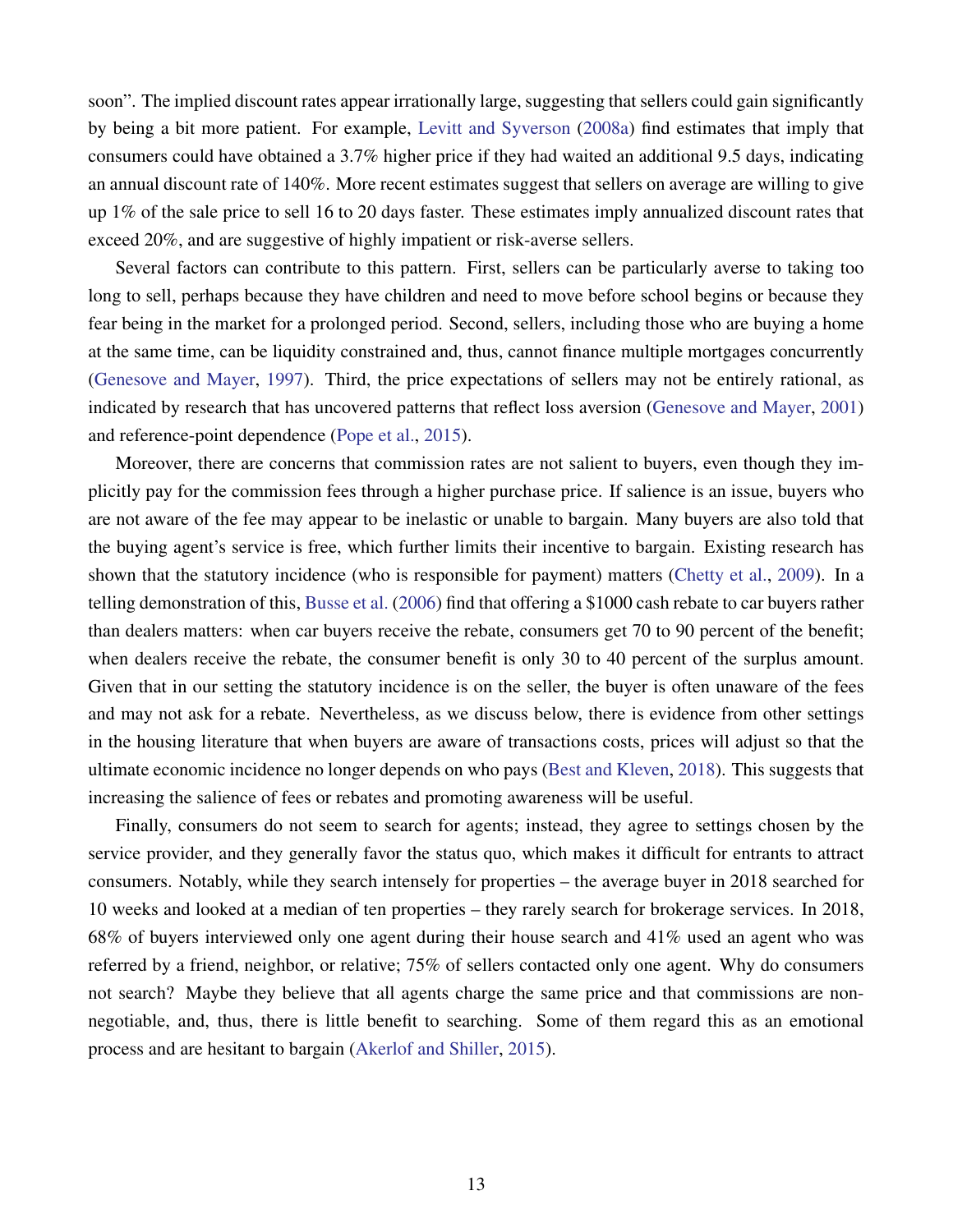soon". The implied discount rates appear irrationally large, suggesting that sellers could gain significantly by being a bit more patient. For example, Levitt and Syverson (2008a) find estimates that imply that consumers could have obtained a 3.7% higher price if they had waited an additional 9.5 days, indicating an annual discount rate of 140%. More recent estimates suggest that sellers on average are willing to give up 1% of the sale price to sell 16 to 20 days faster. These estimates imply annualized discount rates that exceed 20%, and are suggestive of highly impatient or risk-averse sellers.

Several factors can contribute to this pattern. First, sellers can be particularly averse to taking too long to sell, perhaps because they have children and need to move before school begins or because they fear being in the market for a prolonged period. Second, sellers, including those who are buying a home at the same time, can be liquidity constrained and, thus, cannot finance multiple mortgages concurrently (Genesove and Mayer, 1997). Third, the price expectations of sellers may not be entirely rational, as indicated by research that has uncovered patterns that reflect loss aversion (Genesove and Mayer, 2001) and reference-point dependence (Pope et al., 2015).

Moreover, there are concerns that commission rates are not salient to buyers, even though they implicitly pay for the commission fees through a higher purchase price. If salience is an issue, buyers who are not aware of the fee may appear to be inelastic or unable to bargain. Many buyers are also told that the buying agent's service is free, which further limits their incentive to bargain. Existing research has shown that the statutory incidence (who is responsible for payment) matters (Chetty et al., 2009). In a telling demonstration of this, Busse et al. (2006) find that offering a $1000 cash rebate to car buyers rather than dealers matters: when car buyers receive the rebate, consumers get 70 to 90 percent of the benefit; when dealers receive the rebate, the consumer benefit is only 30 to 40 percent of the surplus amount. Given that in our setting the statutory incidence is on the seller, the buyer is often unaware of the fees and may not ask for a rebate. Nevertheless, as we discuss below, there is evidence from other settings in the housing literature that when buyers are aware of transactions costs, prices will adjust so that the ultimate economic incidence no longer depends on who pays (Best and Kleven, 2018). This suggests that increasing the salience of fees or rebates and promoting awareness will be useful.

Finally, consumers do not seem to search for agents; instead, they agree to settings chosen by the service provider, and they generally favor the status quo, which makes it difficult for entrants to attract consumers. Notably, while they search intensely for properties – the average buyer in 2018 searched for 10 weeks and looked at a median of ten properties – they rarely search for brokerage services. In 2018, 68% of buyers interviewed only one agent during their house search and 41% used an agent who was referred by a friend, neighbor, or relative; 75% of sellers contacted only one agent. Why do consumers not search? Maybe they believe that all agents charge the same price and that commissions are non-negotiable, and, thus, there is little benefit to searching. Some of them regard this as an emotional process and are hesitant to bargain (Akerlof and Shiller, 2015).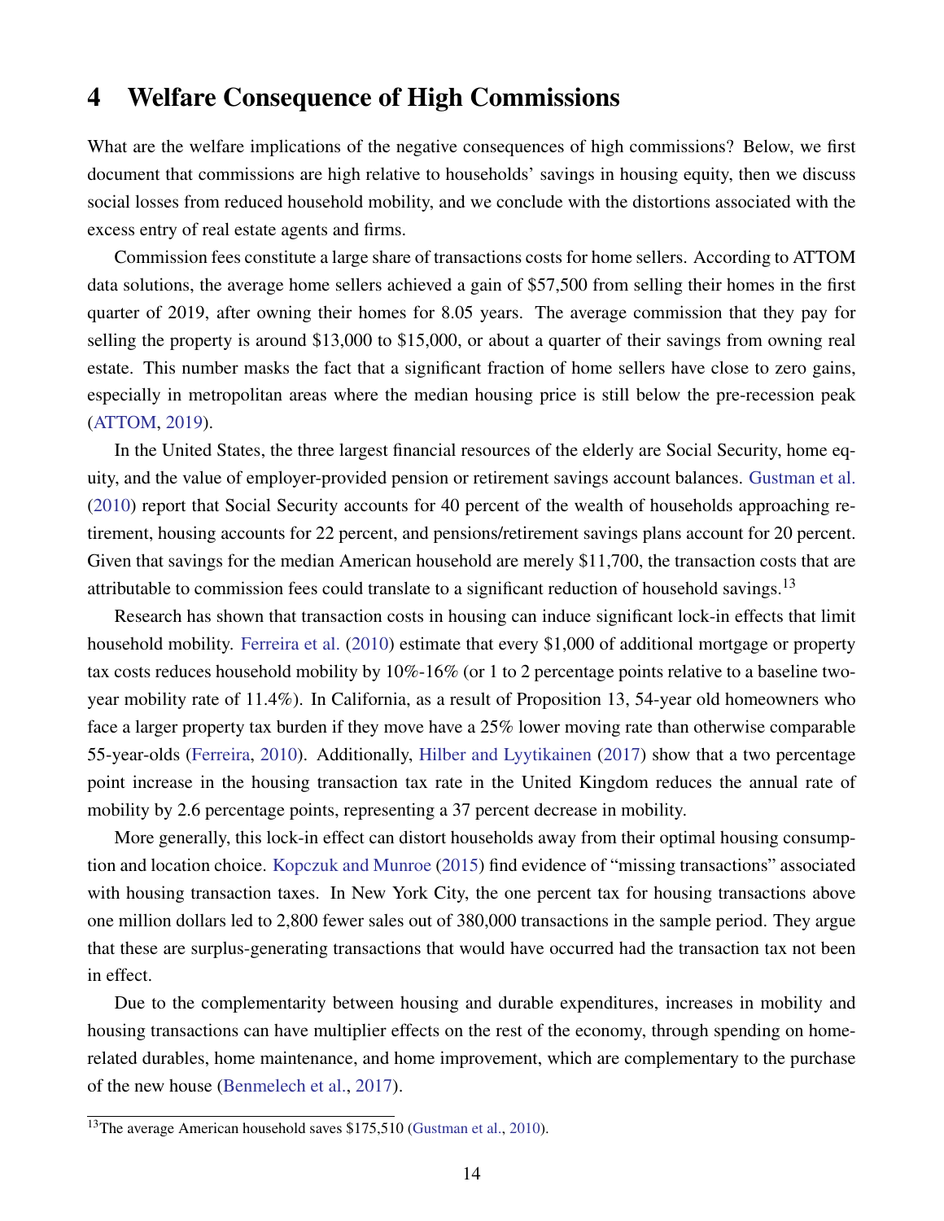# 4 Welfare Consequence of High Commissions

What are the welfare implications of the negative consequences of high commissions? Below, we first document that commissions are high relative to households' savings in housing equity, then we discuss social losses from reduced household mobility, and we conclude with the distortions associated with the excess entry of real estate agents and firms.

Commission fees constitute a large share of transactions costs for home sellers. According to ATTOM data solutions, the average home sellers achieved a gain of $57,500 from selling their homes in the first quarter of 2019, after owning their homes for 8.05 years. The average commission that they pay for selling the property is around $13,000 to $15,000, or about a quarter of their savings from owning real estate. This number masks the fact that a significant fraction of home sellers have close to zero gains, especially in metropolitan areas where the median housing price is still below the pre-recession peak (ATTOM, 2019).

In the United States, the three largest financial resources of the elderly are Social Security, home equity, and the value of employer-provided pension or retirement savings account balances. Gustman et al. (2010) report that Social Security accounts for 40 percent of the wealth of households approaching retirement, housing accounts for 22 percent, and pensions/retirement savings plans account for 20 percent. Given that savings for the median American household are merely $11,700, the transaction costs that are attributable to commission fees could translate to a significant reduction of household savings.[13]

Research has shown that transaction costs in housing can induce significant lock-in effects that limit household mobility. Ferreira et al. (2010) estimate that every $1,000 of additional mortgage or property tax costs reduces household mobility by 10%-16% (or 1 to 2 percentage points relative to a baseline two-year mobility rate of 11.4%). In California, as a result of Proposition 13, 54-year old homeowners who face a larger property tax burden if they move have a 25% lower moving rate than otherwise comparable 55-year-olds (Ferreira, 2010). Additionally, Hilber and Lyytikainen (2017) show that a two percentage point increase in the housing transaction tax rate in the United Kingdom reduces the annual rate of mobility by 2.6 percentage points, representing a 37 percent decrease in mobility.

More generally, this lock-in effect can distort households away from their optimal housing consumption and location choice. Kopczuk and Munroe (2015) find evidence of "missing transactions" associated with housing transaction taxes. In New York City, the one percent tax for housing transactions above one million dollars led to 2,800 fewer sales out of 380,000 transactions in the sample period. They argue that these are surplus-generating transactions that would have occurred had the transaction tax not been in effect.

Due to the complementarity between housing and durable expenditures, increases in mobility and housing transactions can have multiplier effects on the rest of the economy, through spending on home-related durables, home maintenance, and home improvement, which are complementary to the purchase of the new house (Benmelech et al., 2017).

[13] The average American household saves $175,510 (Gustman et al., 2010).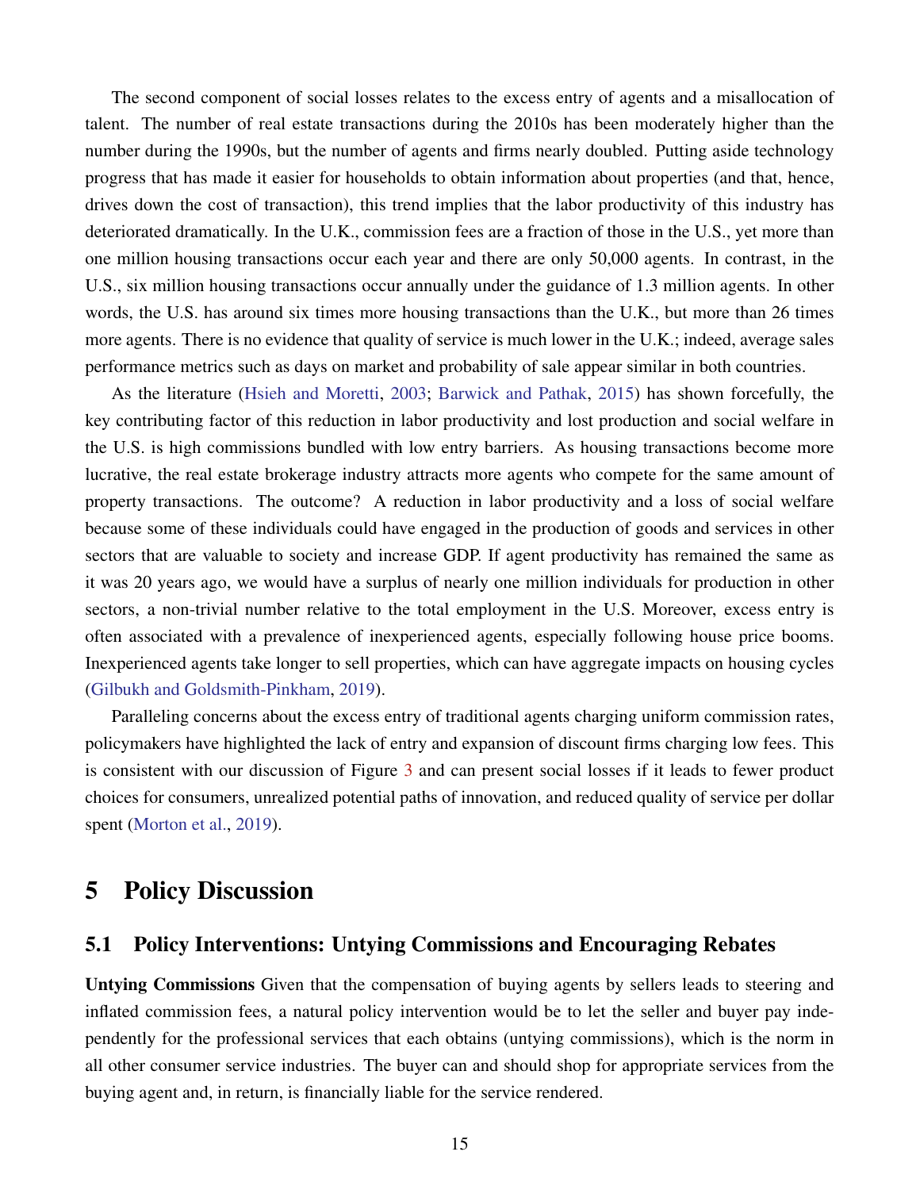The second component of social losses relates to the excess entry of agents and a misallocation of talent. The number of real estate transactions during the 2010s has been moderately higher than the number during the 1990s, but the number of agents and firms nearly doubled. Putting aside technology progress that has made it easier for households to obtain information about properties (and that, hence, drives down the cost of transaction), this trend implies that the labor productivity of this industry has deteriorated dramatically. In the U.K., commission fees are a fraction of those in the U.S., yet more than one million housing transactions occur each year and there are only 50,000 agents. In contrast, in the U.S., six million housing transactions occur annually under the guidance of 1.3 million agents. In other words, the U.S. has around six times more housing transactions than the U.K., but more than 26 times more agents. There is no evidence that quality of service is much lower in the U.K.; indeed, average sales performance metrics such as days on market and probability of sale appear similar in both countries.

As the literature (Hsieh and Moretti, 2003; Barwick and Pathak, 2015) has shown forcefully, the key contributing factor of this reduction in labor productivity and lost production and social welfare in the U.S. is high commissions bundled with low entry barriers. As housing transactions become more lucrative, the real estate brokerage industry attracts more agents who compete for the same amount of property transactions. The outcome? A reduction in labor productivity and a loss of social welfare because some of these individuals could have engaged in the production of goods and services in other sectors that are valuable to society and increase GDP. If agent productivity has remained the same as it was 20 years ago, we would have a surplus of nearly one million individuals for production in other sectors, a non-trivial number relative to the total employment in the U.S. Moreover, excess entry is often associated with a prevalence of inexperienced agents, especially following house price booms. Inexperienced agents take longer to sell properties, which can have aggregate impacts on housing cycles (Gilbukh and Goldsmith-Pinkham, 2019).

Paralleling concerns about the excess entry of traditional agents charging uniform commission rates, policymakers have highlighted the lack of entry and expansion of discount firms charging low fees. This is consistent with our discussion of Figure 3 and can present social losses if it leads to fewer product choices for consumers, unrealized potential paths of innovation, and reduced quality of service per dollar spent (Morton et al., 2019).

# 5 Policy Discussion

## 5.1 Policy Interventions: Untying Commissions and Encouraging Rebates

**Untying Commissions** Given that the compensation of buying agents by sellers leads to steering and inflated commission fees, a natural policy intervention would be to let the seller and buyer pay independently for the professional services that each obtains (untying commissions), which is the norm in all other consumer service industries. The buyer can and should shop for appropriate services from the buying agent and, in return, is financially liable for the service rendered.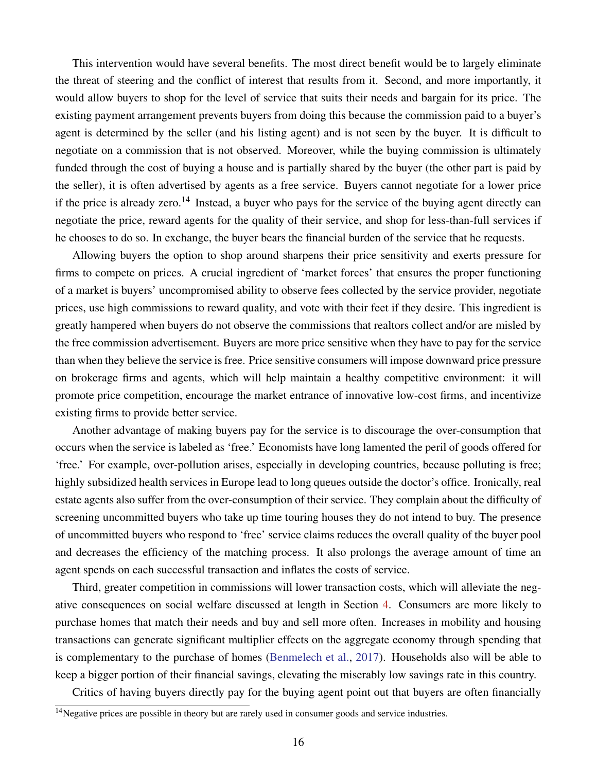This intervention would have several benefits. The most direct benefit would be to largely eliminate the threat of steering and the conflict of interest that results from it. Second, and more importantly, it would allow buyers to shop for the level of service that suits their needs and bargain for its price. The existing payment arrangement prevents buyers from doing this because the commission paid to a buyer's agent is determined by the seller (and his listing agent) and is not seen by the buyer. It is difficult to negotiate on a commission that is not observed. Moreover, while the buying commission is ultimately funded through the cost of buying a house and is partially shared by the buyer (the other part is paid by the seller), it is often advertised by agents as a free service. Buyers cannot negotiate for a lower price if the price is already zero.[14] Instead, a buyer who pays for the service of the buying agent directly can negotiate the price, reward agents for the quality of their service, and shop for less-than-full services if he chooses to do so. In exchange, the buyer bears the financial burden of the service that he requests.

Allowing buyers the option to shop around sharpens their price sensitivity and exerts pressure for firms to compete on prices. A crucial ingredient of 'market forces' that ensures the proper functioning of a market is buyers' uncompromised ability to observe fees collected by the service provider, negotiate prices, use high commissions to reward quality, and vote with their feet if they desire. This ingredient is greatly hampered when buyers do not observe the commissions that realtors collect and/or are misled by the free commission advertisement. Buyers are more price sensitive when they have to pay for the service than when they believe the service is free. Price sensitive consumers will impose downward price pressure on brokerage firms and agents, which will help maintain a healthy competitive environment: it will promote price competition, encourage the market entrance of innovative low-cost firms, and incentivize existing firms to provide better service.

Another advantage of making buyers pay for the service is to discourage the over-consumption that occurs when the service is labeled as 'free.' Economists have long lamented the peril of goods offered for 'free.' For example, over-pollution arises, especially in developing countries, because polluting is free; highly subsidized health services in Europe lead to long queues outside the doctor's office. Ironically, real estate agents also suffer from the over-consumption of their service. They complain about the difficulty of screening uncommitted buyers who take up time touring houses they do not intend to buy. The presence of uncommitted buyers who respond to 'free' service claims reduces the overall quality of the buyer pool and decreases the efficiency of the matching process. It also prolongs the average amount of time an agent spends on each successful transaction and inflates the costs of service.

Third, greater competition in commissions will lower transaction costs, which will alleviate the negative consequences on social welfare discussed at length in Section 4. Consumers are more likely to purchase homes that match their needs and buy and sell more often. Increases in mobility and housing transactions can generate significant multiplier effects on the aggregate economy through spending that is complementary to the purchase of homes (Benmelech et al., 2017). Households also will be able to keep a bigger portion of their financial savings, elevating the miserably low savings rate in this country.

Critics of having buyers directly pay for the buying agent point out that buyers are often financially

[14] Negative prices are possible in theory but are rarely used in consumer goods and service industries.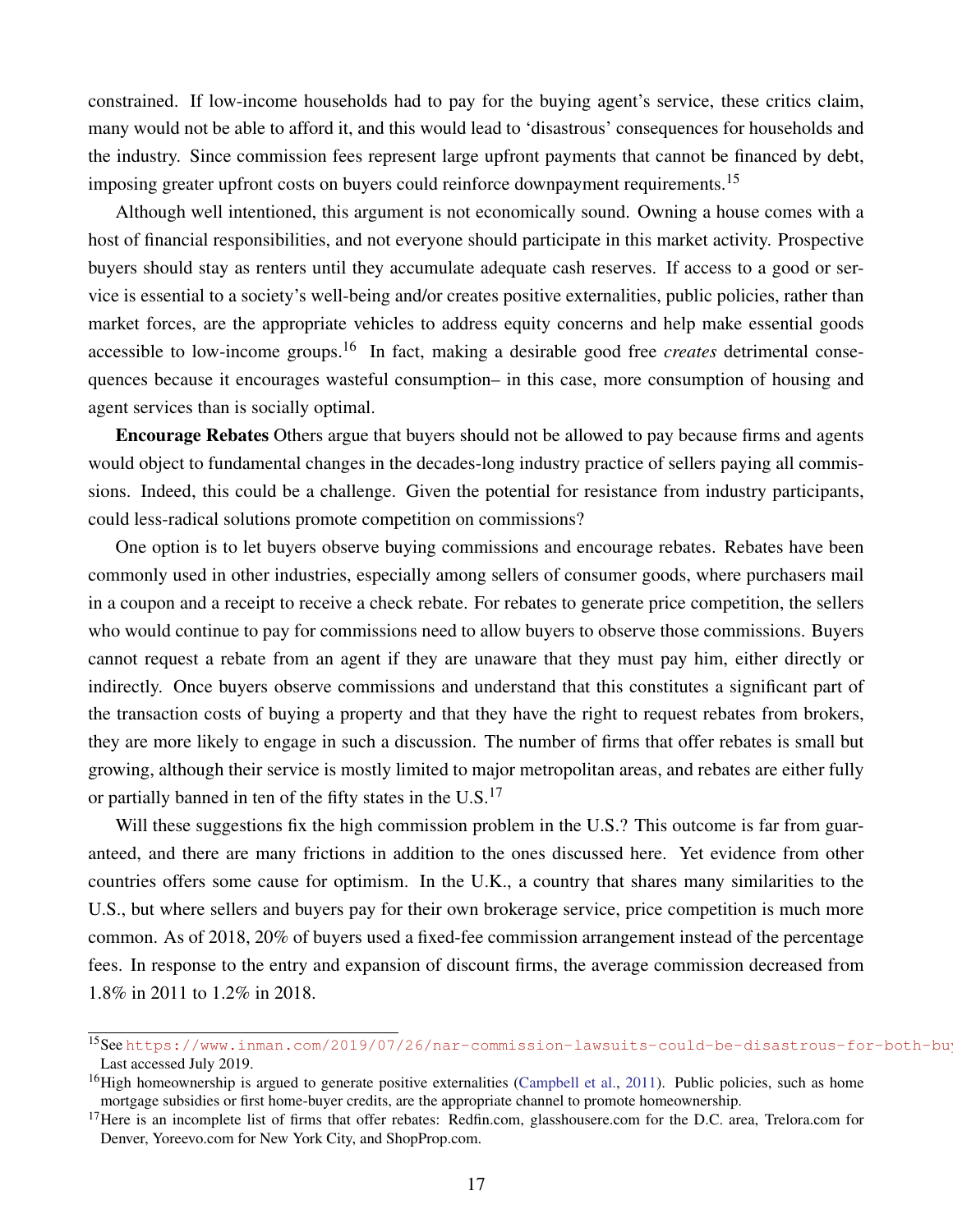constrained. If low-income households had to pay for the buying agent's service, these critics claim, many would not be able to afford it, and this would lead to 'disastrous' consequences for households and the industry. Since commission fees represent large upfront payments that cannot be financed by debt, imposing greater upfront costs on buyers could reinforce downpayment requirements.[15]

Although well intentioned, this argument is not economically sound. Owning a house comes with a host of financial responsibilities, and not everyone should participate in this market activity. Prospective buyers should stay as renters until they accumulate adequate cash reserves. If access to a good or service is essential to a society's well-being and/or creates positive externalities, public policies, rather than market forces, are the appropriate vehicles to address equity concerns and help make essential goods accessible to low-income groups.[16] In fact, making a desirable good free *creates* detrimental consequences because it encourages wasteful consumption– in this case, more consumption of housing and agent services than is socially optimal.

**Encourage Rebates** Others argue that buyers should not be allowed to pay because firms and agents would object to fundamental changes in the decades-long industry practice of sellers paying all commissions. Indeed, this could be a challenge. Given the potential for resistance from industry participants, could less-radical solutions promote competition on commissions?

One option is to let buyers observe buying commissions and encourage rebates. Rebates have been commonly used in other industries, especially among sellers of consumer goods, where purchasers mail in a coupon and a receipt to receive a check rebate. For rebates to generate price competition, the sellers who would continue to pay for commissions need to allow buyers to observe those commissions. Buyers cannot request a rebate from an agent if they are unaware that they must pay him, either directly or indirectly. Once buyers observe commissions and understand that this constitutes a significant part of the transaction costs of buying a property and that they have the right to request rebates from brokers, they are more likely to engage in such a discussion. The number of firms that offer rebates is small but growing, although their service is mostly limited to major metropolitan areas, and rebates are either fully or partially banned in ten of the fifty states in the U.S.[17]

Will these suggestions fix the high commission problem in the U.S.? This outcome is far from guaranteed, and there are many frictions in addition to the ones discussed here. Yet evidence from other countries offers some cause for optimism. In the U.K., a country that shares many similarities to the U.S., but where sellers and buyers pay for their own brokerage service, price competition is much more common. As of 2018, 20% of buyers used a fixed-fee commission arrangement instead of the percentage fees. In response to the entry and expansion of discount firms, the average commission decreased from 1.8% in 2011 to 1.2% in 2018.

---

[15] See https://www.inman.com/2019/07/26/nar-commission-lawsuits-could-be-disastrous-for-both-bu Last accessed July 2019.

[16] High homeownership is argued to generate positive externalities (Campbell et al., 2011). Public policies, such as home mortgage subsidies or first home-buyer credits, are the appropriate channel to promote homeownership.

[17] Here is an incomplete list of firms that offer rebates: Redfin.com, glasshousere.com for the D.C. area, Trelora.com for Denver, Yoreevo.com for New York City, and ShopProp.com.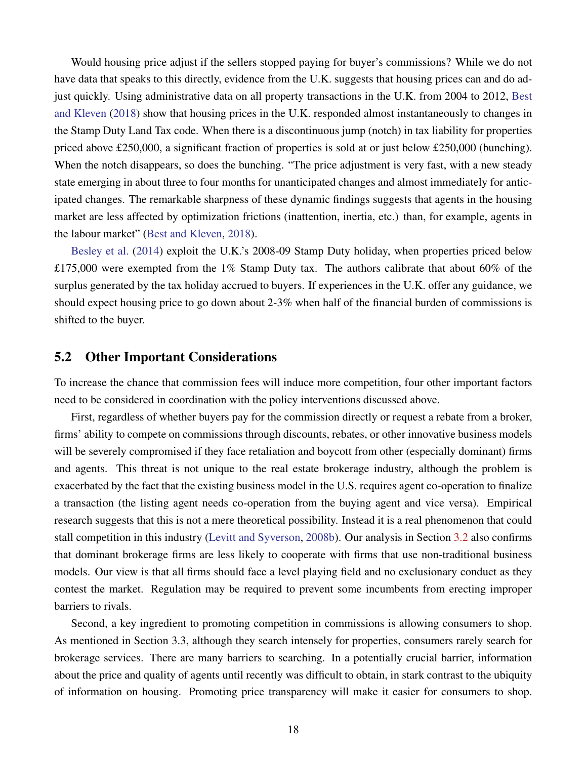Would housing price adjust if the sellers stopped paying for buyer's commissions? While we do not have data that speaks to this directly, evidence from the U.K. suggests that housing prices can and do adjust quickly. Using administrative data on all property transactions in the U.K. from 2004 to 2012, Best and Kleven (2018) show that housing prices in the U.K. responded almost instantaneously to changes in the Stamp Duty Land Tax code. When there is a discontinuous jump (notch) in tax liability for properties priced above £250,000, a significant fraction of properties is sold at or just below £250,000 (bunching). When the notch disappears, so does the bunching. "The price adjustment is very fast, with a new steady state emerging in about three to four months for unanticipated changes and almost immediately for anticipated changes. The remarkable sharpness of these dynamic findings suggests that agents in the housing market are less affected by optimization frictions (inattention, inertia, etc.) than, for example, agents in the labour market" (Best and Kleven, 2018).

Besley et al. (2014) exploit the U.K.'s 2008-09 Stamp Duty holiday, when properties priced below £175,000 were exempted from the 1% Stamp Duty tax. The authors calibrate that about 60% of the surplus generated by the tax holiday accrued to buyers. If experiences in the U.K. offer any guidance, we should expect housing price to go down about 2-3% when half of the financial burden of commissions is shifted to the buyer.

## 5.2 Other Important Considerations

To increase the chance that commission fees will induce more competition, four other important factors need to be considered in coordination with the policy interventions discussed above.

First, regardless of whether buyers pay for the commission directly or request a rebate from a broker, firms' ability to compete on commissions through discounts, rebates, or other innovative business models will be severely compromised if they face retaliation and boycott from other (especially dominant) firms and agents. This threat is not unique to the real estate brokerage industry, although the problem is exacerbated by the fact that the existing business model in the U.S. requires agent co-operation to finalize a transaction (the listing agent needs co-operation from the buying agent and vice versa). Empirical research suggests that this is not a mere theoretical possibility. Instead it is a real phenomenon that could stall competition in this industry (Levitt and Syverson, 2008b). Our analysis in Section 3.2 also confirms that dominant brokerage firms are less likely to cooperate with firms that use non-traditional business models. Our view is that all firms should face a level playing field and no exclusionary conduct as they contest the market. Regulation may be required to prevent some incumbents from erecting improper barriers to rivals.

Second, a key ingredient to promoting competition in commissions is allowing consumers to shop. As mentioned in Section 3.3, although they search intensely for properties, consumers rarely search for brokerage services. There are many barriers to searching. In a potentially crucial barrier, information about the price and quality of agents until recently was difficult to obtain, in stark contrast to the ubiquity of information on housing. Promoting price transparency will make it easier for consumers to shop.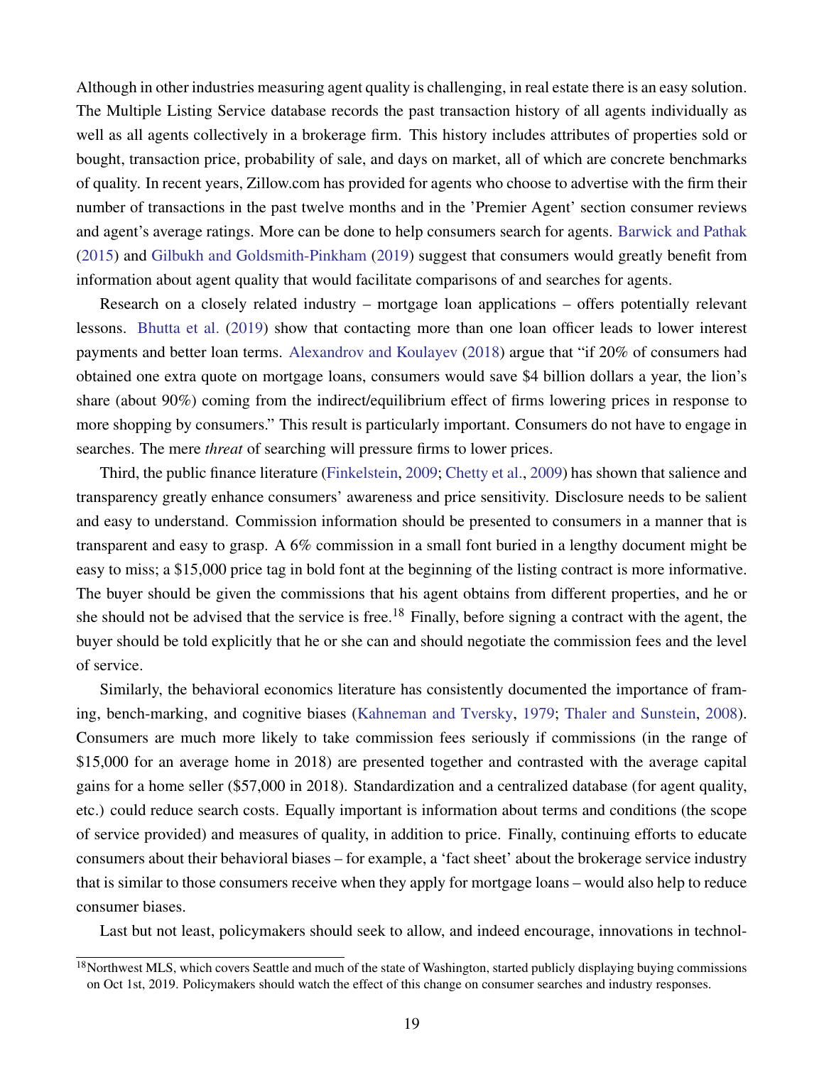Although in other industries measuring agent quality is challenging, in real estate there is an easy solution. The Multiple Listing Service database records the past transaction history of all agents individually as well as all agents collectively in a brokerage firm. This history includes attributes of properties sold or bought, transaction price, probability of sale, and days on market, all of which are concrete benchmarks of quality. In recent years, Zillow.com has provided for agents who choose to advertise with the firm their number of transactions in the past twelve months and in the 'Premier Agent' section consumer reviews and agent's average ratings. More can be done to help consumers search for agents. Barwick and Pathak (2015) and Gilbukh and Goldsmith-Pinkham (2019) suggest that consumers would greatly benefit from information about agent quality that would facilitate comparisons of and searches for agents.

Research on a closely related industry – mortgage loan applications – offers potentially relevant lessons. Bhutta et al. (2019) show that contacting more than one loan officer leads to lower interest payments and better loan terms. Alexandrov and Koulayev (2018) argue that "if 20% of consumers had obtained one extra quote on mortgage loans, consumers would save $4 billion dollars a year, the lion's share (about 90%) coming from the indirect/equilibrium effect of firms lowering prices in response to more shopping by consumers." This result is particularly important. Consumers do not have to engage in searches. The mere *threat* of searching will pressure firms to lower prices.

Third, the public finance literature (Finkelstein, 2009; Chetty et al., 2009) has shown that salience and transparency greatly enhance consumers' awareness and price sensitivity. Disclosure needs to be salient and easy to understand. Commission information should be presented to consumers in a manner that is transparent and easy to grasp. A 6% commission in a small font buried in a lengthy document might be easy to miss; a $15,000 price tag in bold font at the beginning of the listing contract is more informative. The buyer should be given the commissions that his agent obtains from different properties, and he or she should not be advised that the service is free.[18] Finally, before signing a contract with the agent, the buyer should be told explicitly that he or she can and should negotiate the commission fees and the level of service.

Similarly, the behavioral economics literature has consistently documented the importance of framing, bench-marking, and cognitive biases (Kahneman and Tversky, 1979; Thaler and Sunstein, 2008). Consumers are much more likely to take commission fees seriously if commissions (in the range of $15,000 for an average home in 2018) are presented together and contrasted with the average capital gains for a home seller ($57,000 in 2018). Standardization and a centralized database (for agent quality, etc.) could reduce search costs. Equally important is information about terms and conditions (the scope of service provided) and measures of quality, in addition to price. Finally, continuing efforts to educate consumers about their behavioral biases – for example, a 'fact sheet' about the brokerage service industry that is similar to those consumers receive when they apply for mortgage loans – would also help to reduce consumer biases.

Last but not least, policymakers should seek to allow, and indeed encourage, innovations in technol-

[18] Northwest MLS, which covers Seattle and much of the state of Washington, started publicly displaying buying commissions on Oct 1st, 2019. Policymakers should watch the effect of this change on consumer searches and industry responses.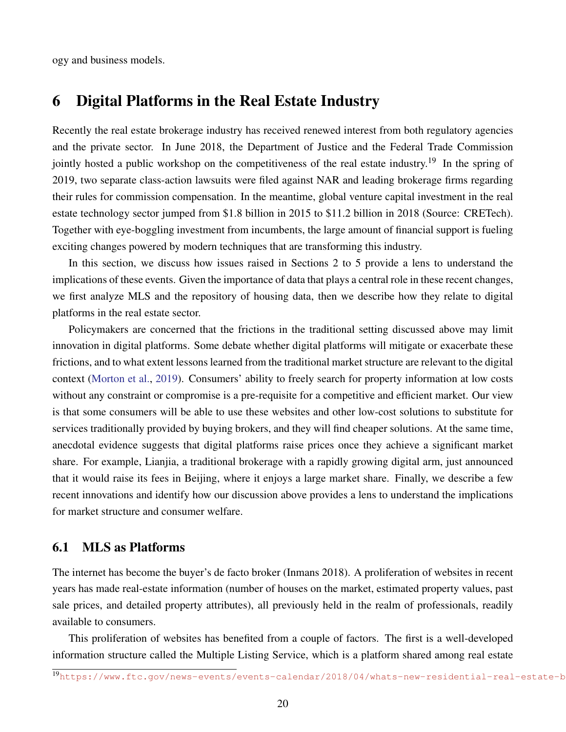ogy and business models.

# 6 Digital Platforms in the Real Estate Industry

Recently the real estate brokerage industry has received renewed interest from both regulatory agencies and the private sector. In June 2018, the Department of Justice and the Federal Trade Commission jointly hosted a public workshop on the competitiveness of the real estate industry.[19] In the spring of 2019, two separate class-action lawsuits were filed against NAR and leading brokerage firms regarding their rules for commission compensation. In the meantime, global venture capital investment in the real estate technology sector jumped from \$1.8 billion in 2015 to \$11.2 billion in 2018 (Source: CRETech). Together with eye-boggling investment from incumbents, the large amount of financial support is fueling exciting changes powered by modern techniques that are transforming this industry.

In this section, we discuss how issues raised in Sections 2 to 5 provide a lens to understand the implications of these events. Given the importance of data that plays a central role in these recent changes, we first analyze MLS and the repository of housing data, then we describe how they relate to digital platforms in the real estate sector.

Policymakers are concerned that the frictions in the traditional setting discussed above may limit innovation in digital platforms. Some debate whether digital platforms will mitigate or exacerbate these frictions, and to what extent lessons learned from the traditional market structure are relevant to the digital context (Morton et al., 2019). Consumers' ability to freely search for property information at low costs without any constraint or compromise is a pre-requisite for a competitive and efficient market. Our view is that some consumers will be able to use these websites and other low-cost solutions to substitute for services traditionally provided by buying brokers, and they will find cheaper solutions. At the same time, anecdotal evidence suggests that digital platforms raise prices once they achieve a significant market share. For example, Lianjia, a traditional brokerage with a rapidly growing digital arm, just announced that it would raise its fees in Beijing, where it enjoys a large market share. Finally, we describe a few recent innovations and identify how our discussion above provides a lens to understand the implications for market structure and consumer welfare.

## 6.1 MLS as Platforms

The internet has become the buyer's de facto broker (Inmans 2018). A proliferation of websites in recent years has made real-estate information (number of houses on the market, estimated property values, past sale prices, and detailed property attributes), all previously held in the realm of professionals, readily available to consumers.

This proliferation of websites has benefited from a couple of factors. The first is a well-developed information structure called the Multiple Listing Service, which is a platform shared among real estate

[19] https://www.ftc.gov/news-events/events-calendar/2018/04/whats-new-residential-real-estate-b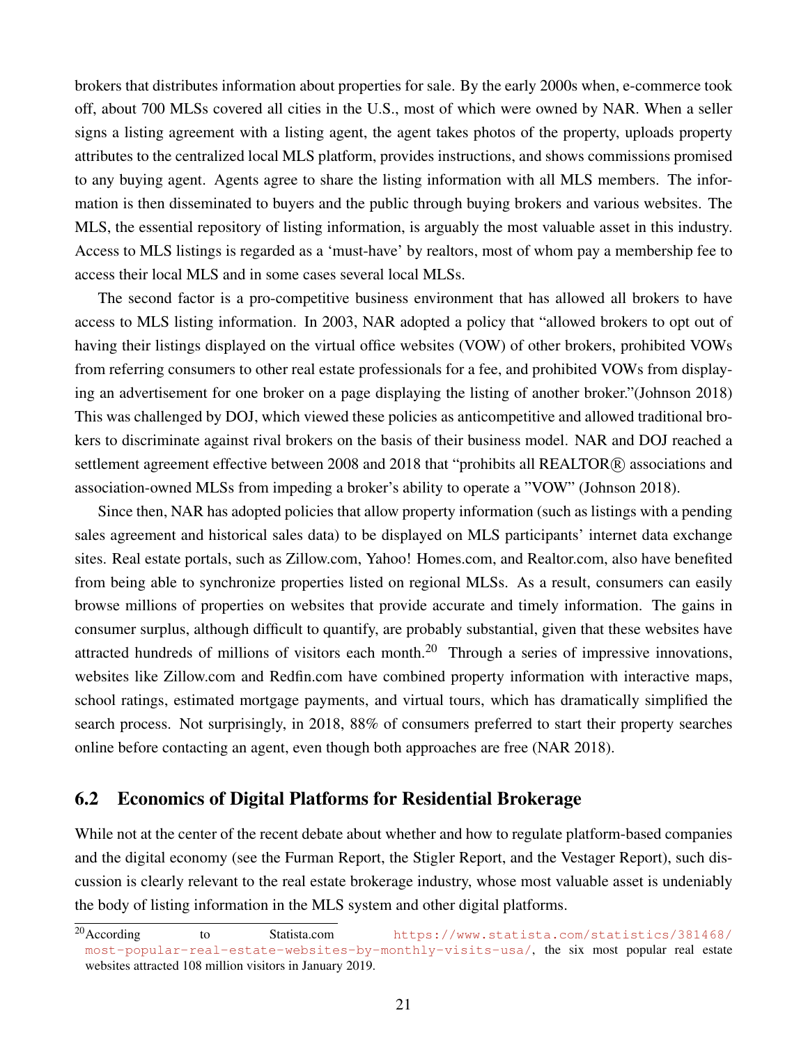brokers that distributes information about properties for sale. By the early 2000s when, e-commerce took off, about 700 MLSs covered all cities in the U.S., most of which were owned by NAR. When a seller signs a listing agreement with a listing agent, the agent takes photos of the property, uploads property attributes to the centralized local MLS platform, provides instructions, and shows commissions promised to any buying agent. Agents agree to share the listing information with all MLS members. The information is then disseminated to buyers and the public through buying brokers and various websites. The MLS, the essential repository of listing information, is arguably the most valuable asset in this industry. Access to MLS listings is regarded as a 'must-have' by realtors, most of whom pay a membership fee to access their local MLS and in some cases several local MLSs.

The second factor is a pro-competitive business environment that has allowed all brokers to have access to MLS listing information. In 2003, NAR adopted a policy that "allowed brokers to opt out of having their listings displayed on the virtual office websites (VOW) of other brokers, prohibited VOWs from referring consumers to other real estate professionals for a fee, and prohibited VOWs from displaying an advertisement for one broker on a page displaying the listing of another broker."(Johnson 2018) This was challenged by DOJ, which viewed these policies as anticompetitive and allowed traditional brokers to discriminate against rival brokers on the basis of their business model. NAR and DOJ reached a settlement agreement effective between 2008 and 2018 that "prohibits all REALTOR® associations and association-owned MLSs from impeding a broker's ability to operate a "VOW" (Johnson 2018).

Since then, NAR has adopted policies that allow property information (such as listings with a pending sales agreement and historical sales data) to be displayed on MLS participants' internet data exchange sites. Real estate portals, such as Zillow.com, Yahoo! Homes.com, and Realtor.com, also have benefited from being able to synchronize properties listed on regional MLSs. As a result, consumers can easily browse millions of properties on websites that provide accurate and timely information. The gains in consumer surplus, although difficult to quantify, are probably substantial, given that these websites have attracted hundreds of millions of visitors each month.[20] Through a series of impressive innovations, websites like Zillow.com and Redfin.com have combined property information with interactive maps, school ratings, estimated mortgage payments, and virtual tours, which has dramatically simplified the search process. Not surprisingly, in 2018, 88% of consumers preferred to start their property searches online before contacting an agent, even though both approaches are free (NAR 2018).

## 6.2 Economics of Digital Platforms for Residential Brokerage

While not at the center of the recent debate about whether and how to regulate platform-based companies and the digital economy (see the Furman Report, the Stigler Report, and the Vestager Report), such discussion is clearly relevant to the real estate brokerage industry, whose most valuable asset is undeniably the body of listing information in the MLS system and other digital platforms.

---

[20] According to Statista.com https://www.statista.com/statistics/381468/most-popular-real-estate-websites-by-monthly-visits-usa/, the six most popular real estate websites attracted 108 million visitors in January 2019.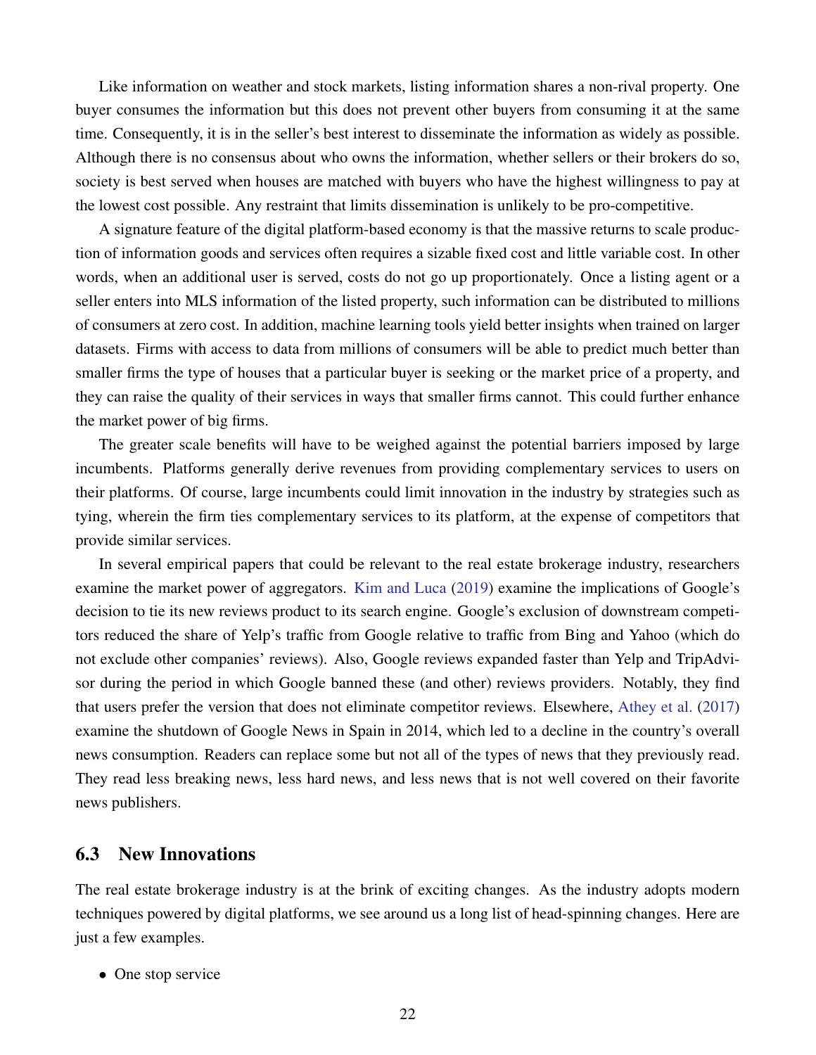Like information on weather and stock markets, listing information shares a non-rival property. One buyer consumes the information but this does not prevent other buyers from consuming it at the same time. Consequently, it is in the seller's best interest to disseminate the information as widely as possible. Although there is no consensus about who owns the information, whether sellers or their brokers do so, society is best served when houses are matched with buyers who have the highest willingness to pay at the lowest cost possible. Any restraint that limits dissemination is unlikely to be pro-competitive.

A signature feature of the digital platform-based economy is that the massive returns to scale production of information goods and services often requires a sizable fixed cost and little variable cost. In other words, when an additional user is served, costs do not go up proportionately. Once a listing agent or a seller enters into MLS information of the listed property, such information can be distributed to millions of consumers at zero cost. In addition, machine learning tools yield better insights when trained on larger datasets. Firms with access to data from millions of consumers will be able to predict much better than smaller firms the type of houses that a particular buyer is seeking or the market price of a property, and they can raise the quality of their services in ways that smaller firms cannot. This could further enhance the market power of big firms.

The greater scale benefits will have to be weighed against the potential barriers imposed by large incumbents. Platforms generally derive revenues from providing complementary services to users on their platforms. Of course, large incumbents could limit innovation in the industry by strategies such as tying, wherein the firm ties complementary services to its platform, at the expense of competitors that provide similar services.

In several empirical papers that could be relevant to the real estate brokerage industry, researchers examine the market power of aggregators. Kim and Luca (2019) examine the implications of Google's decision to tie its new reviews product to its search engine. Google's exclusion of downstream competitors reduced the share of Yelp's traffic from Google relative to traffic from Bing and Yahoo (which do not exclude other companies' reviews). Also, Google reviews expanded faster than Yelp and TripAdvisor during the period in which Google banned these (and other) reviews providers. Notably, they find that users prefer the version that does not eliminate competitor reviews. Elsewhere, Athey et al. (2017) examine the shutdown of Google News in Spain in 2014, which led to a decline in the country's overall news consumption. Readers can replace some but not all of the types of news that they previously read. They read less breaking news, less hard news, and less news that is not well covered on their favorite news publishers.

## 6.3 New Innovations

The real estate brokerage industry is at the brink of exciting changes. As the industry adopts modern techniques powered by digital platforms, we see around us a long list of head-spinning changes. Here are just a few examples.

- One stop service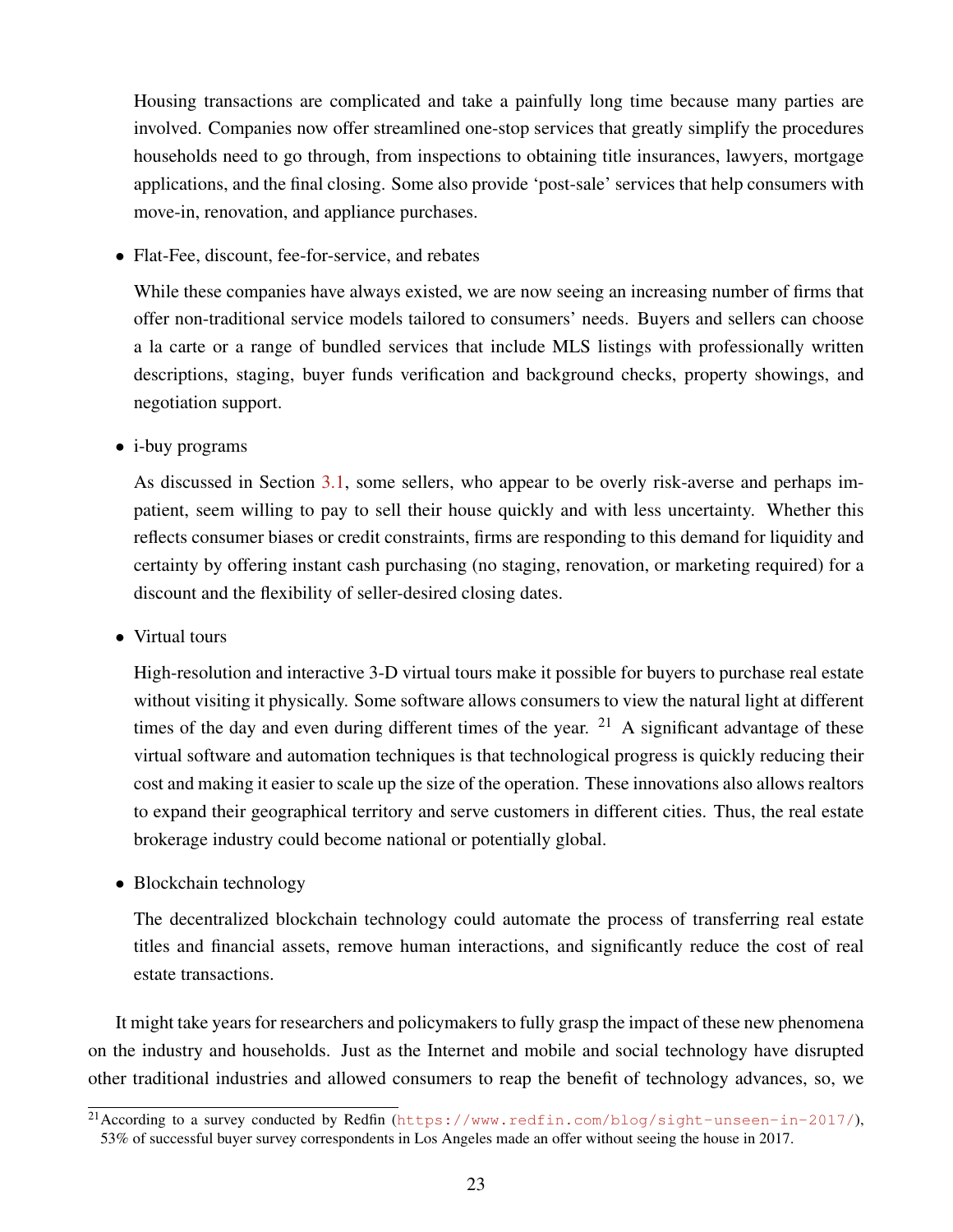Housing transactions are complicated and take a painfully long time because many parties are involved. Companies now offer streamlined one-stop services that greatly simplify the procedures households need to go through, from inspections to obtaining title insurances, lawyers, mortgage applications, and the final closing. Some also provide 'post-sale' services that help consumers with move-in, renovation, and appliance purchases.

- Flat-Fee, discount, fee-for-service, and rebates

  While these companies have always existed, we are now seeing an increasing number of firms that offer non-traditional service models tailored to consumers' needs. Buyers and sellers can choose a la carte or a range of bundled services that include MLS listings with professionally written descriptions, staging, buyer funds verification and background checks, property showings, and negotiation support.

- i-buy programs

  As discussed in Section 3.1, some sellers, who appear to be overly risk-averse and perhaps impatient, seem willing to pay to sell their house quickly and with less uncertainty. Whether this reflects consumer biases or credit constraints, firms are responding to this demand for liquidity and certainty by offering instant cash purchasing (no staging, renovation, or marketing required) for a discount and the flexibility of seller-desired closing dates.

- Virtual tours

  High-resolution and interactive 3-D virtual tours make it possible for buyers to purchase real estate without visiting it physically. Some software allows consumers to view the natural light at different times of the day and even during different times of the year. [21] A significant advantage of these virtual software and automation techniques is that technological progress is quickly reducing their cost and making it easier to scale up the size of the operation. These innovations also allows realtors to expand their geographical territory and serve customers in different cities. Thus, the real estate brokerage industry could become national or potentially global.

- Blockchain technology

  The decentralized blockchain technology could automate the process of transferring real estate titles and financial assets, remove human interactions, and significantly reduce the cost of real estate transactions.

It might take years for researchers and policymakers to fully grasp the impact of these new phenomena on the industry and households. Just as the Internet and mobile and social technology have disrupted other traditional industries and allowed consumers to reap the benefit of technology advances, so, we

[21] According to a survey conducted by Redfin (https://www.redfin.com/blog/sight-unseen-in-2017/), 53% of successful buyer survey correspondents in Los Angeles made an offer without seeing the house in 2017.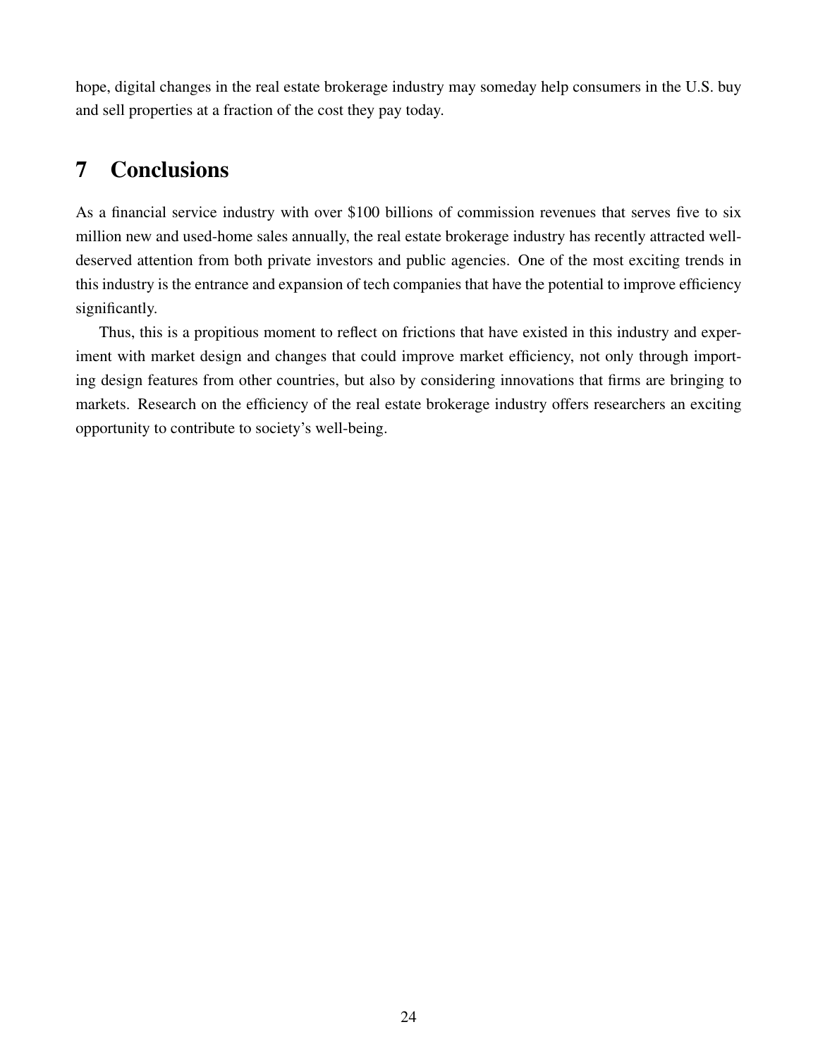hope, digital changes in the real estate brokerage industry may someday help consumers in the U.S. buy and sell properties at a fraction of the cost they pay today.

# 7 Conclusions

As a financial service industry with over $100 billions of commission revenues that serves five to six million new and used-home sales annually, the real estate brokerage industry has recently attracted well-deserved attention from both private investors and public agencies. One of the most exciting trends in this industry is the entrance and expansion of tech companies that have the potential to improve efficiency significantly.

Thus, this is a propitious moment to reflect on frictions that have existed in this industry and experiment with market design and changes that could improve market efficiency, not only through importing design features from other countries, but also by considering innovations that firms are bringing to markets. Research on the efficiency of the real estate brokerage industry offers researchers an exciting opportunity to contribute to society's well-being.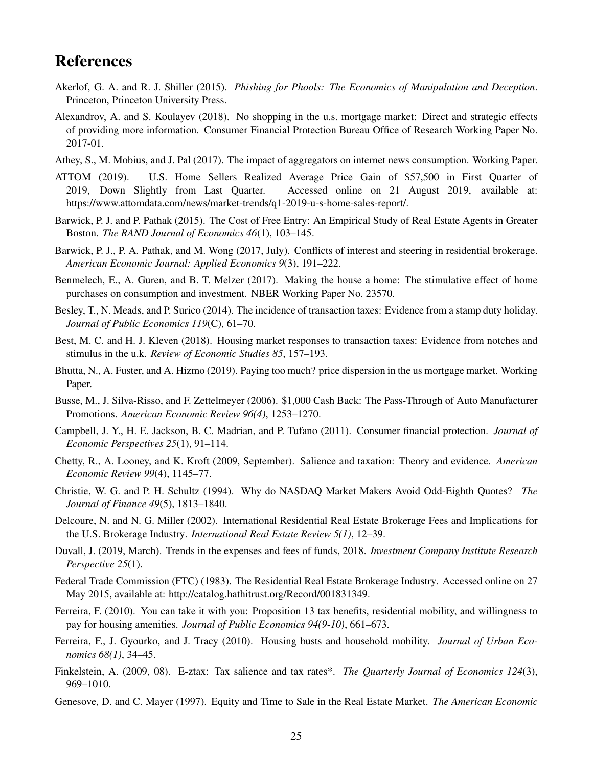# References

Akerlof, G. A. and R. J. Shiller (2015). *Phishing for Phools: The Economics of Manipulation and Deception*. Princeton, Princeton University Press.

Alexandrov, A. and S. Koulayev (2018). No shopping in the u.s. mortgage market: Direct and strategic effects of providing more information. Consumer Financial Protection Bureau Office of Research Working Paper No. 2017-01.

Athey, S., M. Mobius, and J. Pal (2017). The impact of aggregators on internet news consumption. Working Paper.

ATTOM (2019). U.S. Home Sellers Realized Average Price Gain of $57,500 in First Quarter of 2019, Down Slightly from Last Quarter. Accessed online on 21 August 2019, available at: https://www.attomdata.com/news/market-trends/q1-2019-u-s-home-sales-report/.

Barwick, P. J. and P. Pathak (2015). The Cost of Free Entry: An Empirical Study of Real Estate Agents in Greater Boston. *The RAND Journal of Economics 46*(1), 103–145.

Barwick, P. J., P. A. Pathak, and M. Wong (2017, July). Conflicts of interest and steering in residential brokerage. *American Economic Journal: Applied Economics 9*(3), 191–222.

Benmelech, E., A. Guren, and B. T. Melzer (2017). Making the house a home: The stimulative effect of home purchases on consumption and investment. NBER Working Paper No. 23570.

Besley, T., N. Meads, and P. Surico (2014). The incidence of transaction taxes: Evidence from a stamp duty holiday. *Journal of Public Economics 119*(C), 61–70.

Best, M. C. and H. J. Kleven (2018). Housing market responses to transaction taxes: Evidence from notches and stimulus in the u.k. *Review of Economic Studies 85*, 157–193.

Bhutta, N., A. Fuster, and A. Hizmo (2019). Paying too much? price dispersion in the us mortgage market. Working Paper.

Busse, M., J. Silva-Risso, and F. Zettelmeyer (2006). $1,000 Cash Back: The Pass-Through of Auto Manufacturer Promotions. *American Economic Review 96(4)*, 1253–1270.

Campbell, J. Y., H. E. Jackson, B. C. Madrian, and P. Tufano (2011). Consumer financial protection. *Journal of Economic Perspectives 25*(1), 91–114.

Chetty, R., A. Looney, and K. Kroft (2009, September). Salience and taxation: Theory and evidence. *American Economic Review 99*(4), 1145–77.

Christie, W. G. and P. H. Schultz (1994). Why do NASDAQ Market Makers Avoid Odd-Eighth Quotes? *The Journal of Finance 49*(5), 1813–1840.

Delcoure, N. and N. G. Miller (2002). International Residential Real Estate Brokerage Fees and Implications for the U.S. Brokerage Industry. *International Real Estate Review 5(1)*, 12–39.

Duvall, J. (2019, March). Trends in the expenses and fees of funds, 2018. *Investment Company Institute Research Perspective 25*(1).

Federal Trade Commission (FTC) (1983). The Residential Real Estate Brokerage Industry. Accessed online on 27 May 2015, available at: http://catalog.hathitrust.org/Record/001831349.

Ferreira, F. (2010). You can take it with you: Proposition 13 tax benefits, residential mobility, and willingness to pay for housing amenities. *Journal of Public Economics 94(9-10)*, 661–673.

Ferreira, F., J. Gyourko, and J. Tracy (2010). Housing busts and household mobility. *Journal of Urban Economics 68(1)*, 34–45.

Finkelstein, A. (2009, 08). E-ztax: Tax salience and tax rates*. *The Quarterly Journal of Economics 124*(3), 969–1010.

Genesove, D. and C. Mayer (1997). Equity and Time to Sale in the Real Estate Market. *The American Economic*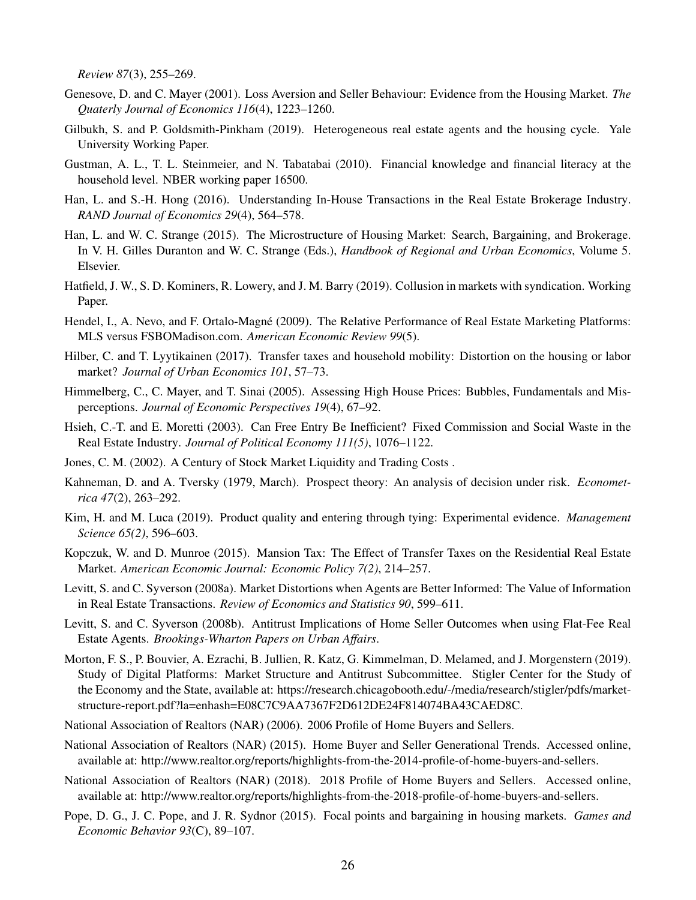*Review 87*(3), 255–269.

Genesove, D. and C. Mayer (2001). Loss Aversion and Seller Behaviour: Evidence from the Housing Market. *The Quaterly Journal of Economics 116*(4), 1223–1260.

Gilbukh, S. and P. Goldsmith-Pinkham (2019). Heterogeneous real estate agents and the housing cycle. Yale University Working Paper.

Gustman, A. L., T. L. Steinmeier, and N. Tabatabai (2010). Financial knowledge and financial literacy at the household level. NBER working paper 16500.

Han, L. and S.-H. Hong (2016). Understanding In-House Transactions in the Real Estate Brokerage Industry. *RAND Journal of Economics 29*(4), 564–578.

Han, L. and W. C. Strange (2015). The Microstructure of Housing Market: Search, Bargaining, and Brokerage. In V. H. Gilles Duranton and W. C. Strange (Eds.), *Handbook of Regional and Urban Economics*, Volume 5. Elsevier.

Hatfield, J. W., S. D. Kominers, R. Lowery, and J. M. Barry (2019). Collusion in markets with syndication. Working Paper.

Hendel, I., A. Nevo, and F. Ortalo-Magné (2009). The Relative Performance of Real Estate Marketing Platforms: MLS versus FSBOMadison.com. *American Economic Review 99*(5).

Hilber, C. and T. Lyytikainen (2017). Transfer taxes and household mobility: Distortion on the housing or labor market? *Journal of Urban Economics 101*, 57–73.

Himmelberg, C., C. Mayer, and T. Sinai (2005). Assessing High House Prices: Bubbles, Fundamentals and Misperceptions. *Journal of Economic Perspectives 19*(4), 67–92.

Hsieh, C.-T. and E. Moretti (2003). Can Free Entry Be Inefficient? Fixed Commission and Social Waste in the Real Estate Industry. *Journal of Political Economy 111(5)*, 1076–1122.

Jones, C. M. (2002). A Century of Stock Market Liquidity and Trading Costs .

Kahneman, D. and A. Tversky (1979, March). Prospect theory: An analysis of decision under risk. *Econometrica 47*(2), 263–292.

Kim, H. and M. Luca (2019). Product quality and entering through tying: Experimental evidence. *Management Science 65(2)*, 596–603.

Kopczuk, W. and D. Munroe (2015). Mansion Tax: The Effect of Transfer Taxes on the Residential Real Estate Market. *American Economic Journal: Economic Policy 7(2)*, 214–257.

Levitt, S. and C. Syverson (2008a). Market Distortions when Agents are Better Informed: The Value of Information in Real Estate Transactions. *Review of Economics and Statistics 90*, 599–611.

Levitt, S. and C. Syverson (2008b). Antitrust Implications of Home Seller Outcomes when using Flat-Fee Real Estate Agents. *Brookings-Wharton Papers on Urban Affairs*.

Morton, F. S., P. Bouvier, A. Ezrachi, B. Jullien, R. Katz, G. Kimmelman, D. Melamed, and J. Morgenstern (2019). Study of Digital Platforms: Market Structure and Antitrust Subcommittee. Stigler Center for the Study of the Economy and the State, available at: https://research.chicagobooth.edu/-/media/research/stigler/pdfs/market-structure-report.pdf?la=enhash=E08C7C9AA7367F2D612DE24F814074BA43CAED8C.

National Association of Realtors (NAR) (2006). 2006 Profile of Home Buyers and Sellers.

National Association of Realtors (NAR) (2015). Home Buyer and Seller Generational Trends. Accessed online, available at: http://www.realtor.org/reports/highlights-from-the-2014-profile-of-home-buyers-and-sellers.

National Association of Realtors (NAR) (2018). 2018 Profile of Home Buyers and Sellers. Accessed online, available at: http://www.realtor.org/reports/highlights-from-the-2018-profile-of-home-buyers-and-sellers.

Pope, D. G., J. C. Pope, and J. R. Sydnor (2015). Focal points and bargaining in housing markets. *Games and Economic Behavior 93*(C), 89–107.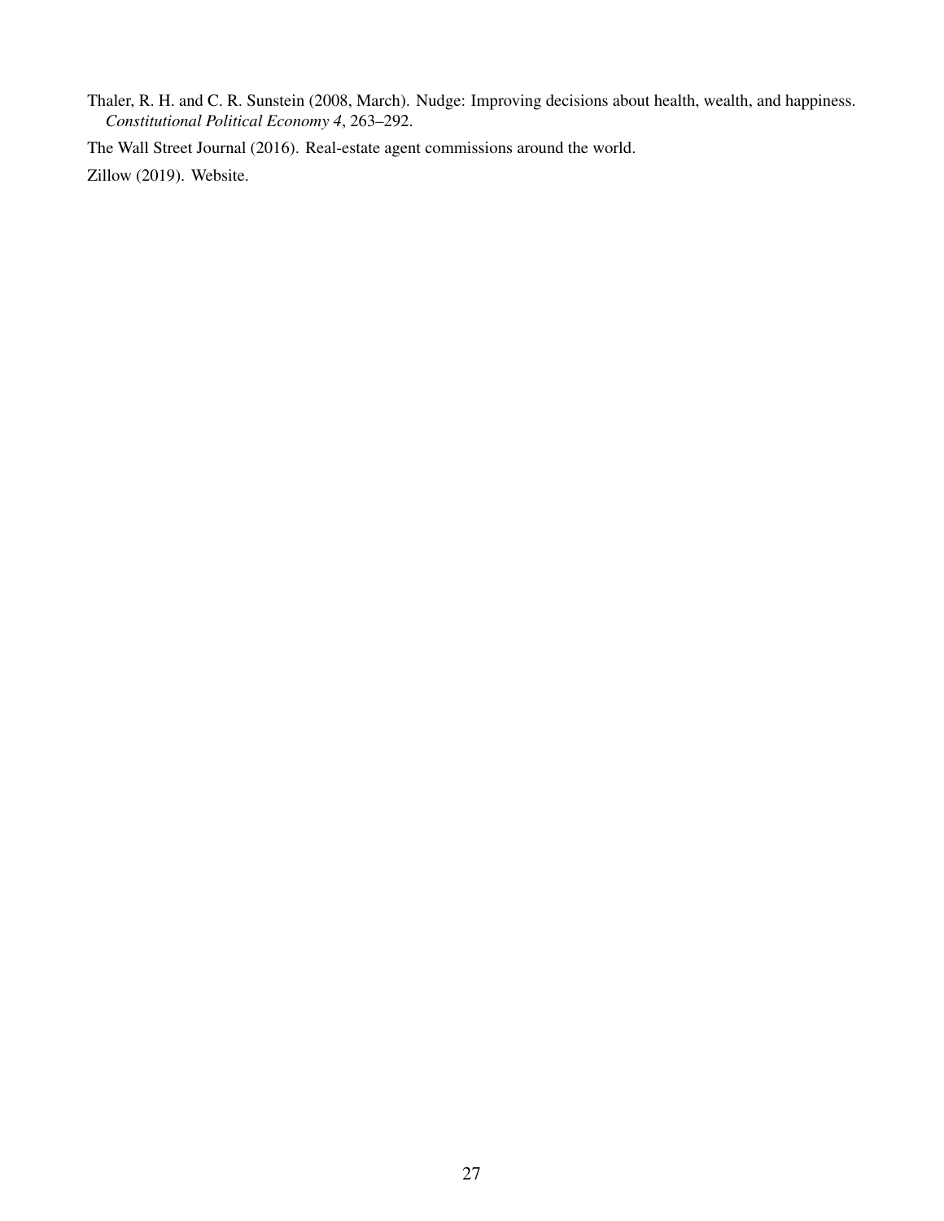Thaler, R. H. and C. R. Sunstein (2008, March). Nudge: Improving decisions about health, wealth, and happiness. *Constitutional Political Economy 4*, 263–292.

The Wall Street Journal (2016). Real-estate agent commissions around the world.

Zillow (2019). Website.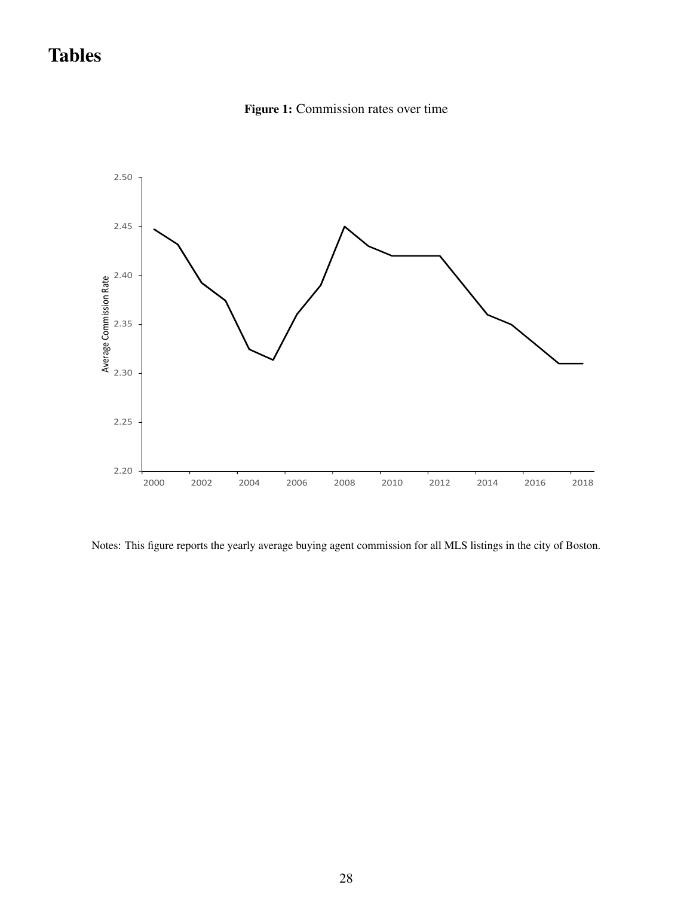# Tables

**Figure 1:** Commission rates over time

Notes: This figure reports the yearly average buying agent commission for all MLS listings in the city of Boston.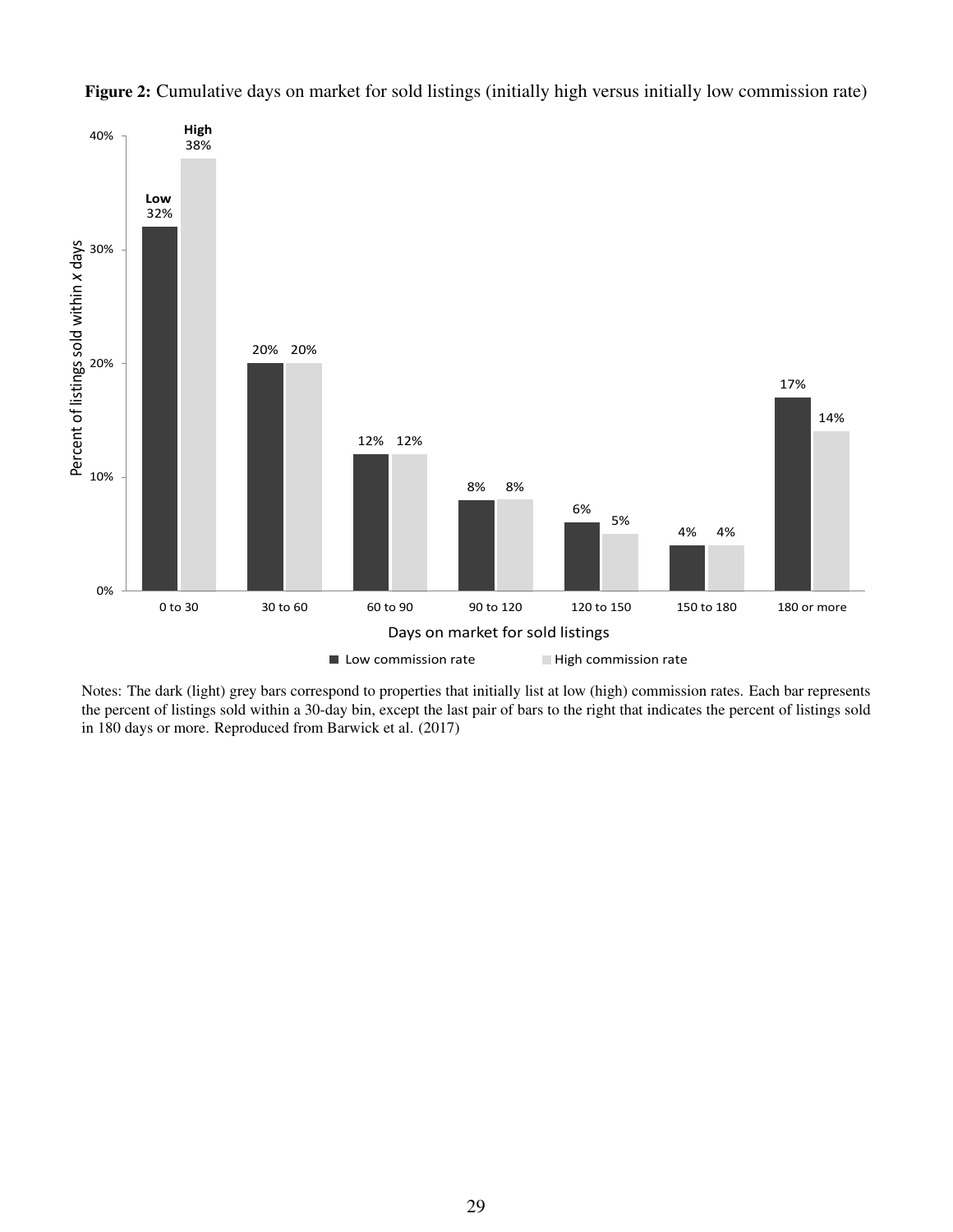**Figure 2:** Cumulative days on market for sold listings (initially high versus initially low commission rate)

| Days on market for sold listings | Low commission rate | High commission rate |
| --- | --- | --- |
| 0 to 30 | 32% | 38% |
| 30 to 60 | 20% | 20% |
| 60 to 90 | 12% | 12% |
| 90 to 120 | 8% | 8% |
| 120 to 150 | 6% | 5% |
| 150 to 180 | 4% | 4% |
| 180 or more | 17% | 14% |

Notes: The dark (light) grey bars correspond to properties that initially list at low (high) commission rates. Each bar represents the percent of listings sold within a 30-day bin, except the last pair of bars to the right that indicates the percent of listings sold in 180 days or more. Reproduced from Barwick et al. (2017)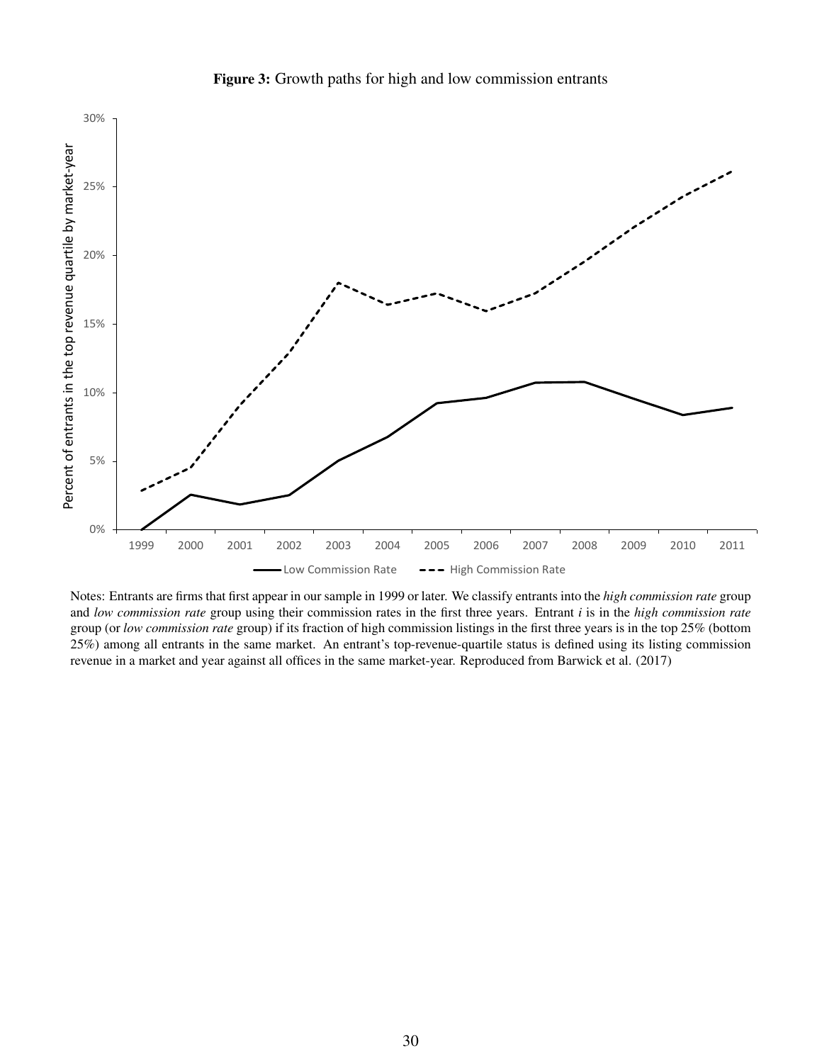**Figure 3:** Growth paths for high and low commission entrants

Notes: Entrants are firms that first appear in our sample in 1999 or later. We classify entrants into the *high commission rate* group and *low commission rate* group using their commission rates in the first three years. Entrant *i* is in the *high commission rate* group (or *low commission rate* group) if its fraction of high commission listings in the first three years is in the top 25% (bottom 25%) among all entrants in the same market. An entrant's top-revenue-quartile status is defined using its listing commission revenue in a market and year against all offices in the same market-year. Reproduced from Barwick et al. (2017)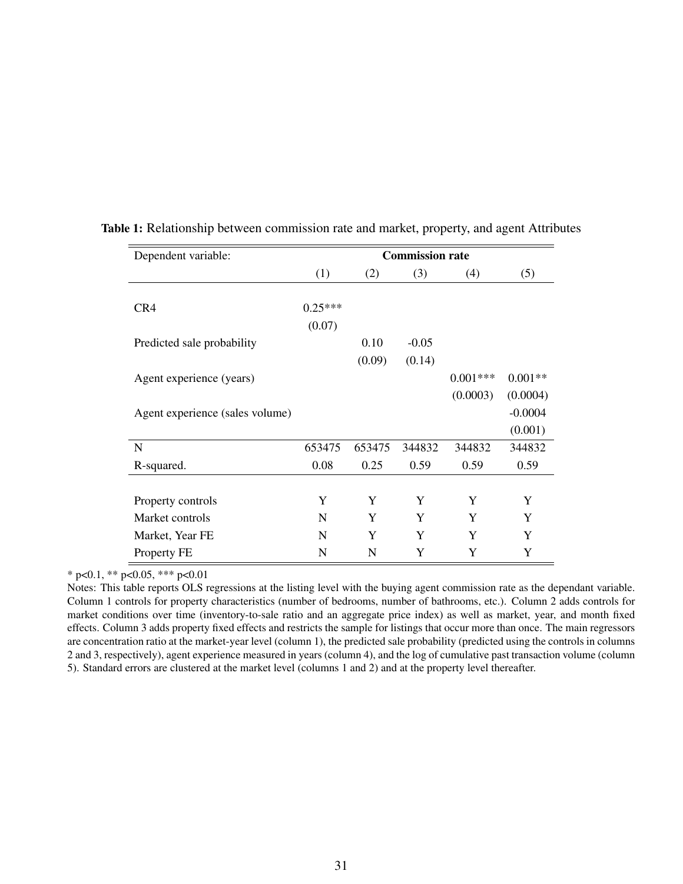**Table 1:** Relationship between commission rate and market, property, and agent Attributes

| Dependent variable: | Commission rate | | | | |
|---|---|---|---|---|---|
| | (1) | (2) | (3) | (4) | (5) |
| CR4 | 0.25*** | | | | |
| | (0.07) | | | | |
| Predicted sale probability | | 0.10 | -0.05 | | |
| | | (0.09) | (0.14) | | |
| Agent experience (years) | | | | 0.001*** | 0.001** |
| | | | | (0.0003) | (0.0004) |
| Agent experience (sales volume) | | | | | -0.0004 |
| | | | | | (0.001) |
| N | 653475 | 653475 | 344832 | 344832 | 344832 |
| R-squared. | 0.08 | 0.25 | 0.59 | 0.59 | 0.59 |
| Property controls | Y | Y | Y | Y | Y |
| Market controls | N | Y | Y | Y | Y |
| Market, Year FE | N | Y | Y | Y | Y |
| Property FE | N | N | Y | Y | Y |

\* p<0.1, ** p<0.05, *** p<0.01

Notes: This table reports OLS regressions at the listing level with the buying agent commission rate as the dependant variable. Column 1 controls for property characteristics (number of bedrooms, number of bathrooms, etc.). Column 2 adds controls for market conditions over time (inventory-to-sale ratio and an aggregate price index) as well as market, year, and month fixed effects. Column 3 adds property fixed effects and restricts the sample for listings that occur more than once. The main regressors are concentration ratio at the market-year level (column 1), the predicted sale probability (predicted using the controls in columns 2 and 3, respectively), agent experience measured in years (column 4), and the log of cumulative past transaction volume (column 5). Standard errors are clustered at the market level (columns 1 and 2) and at the property level thereafter.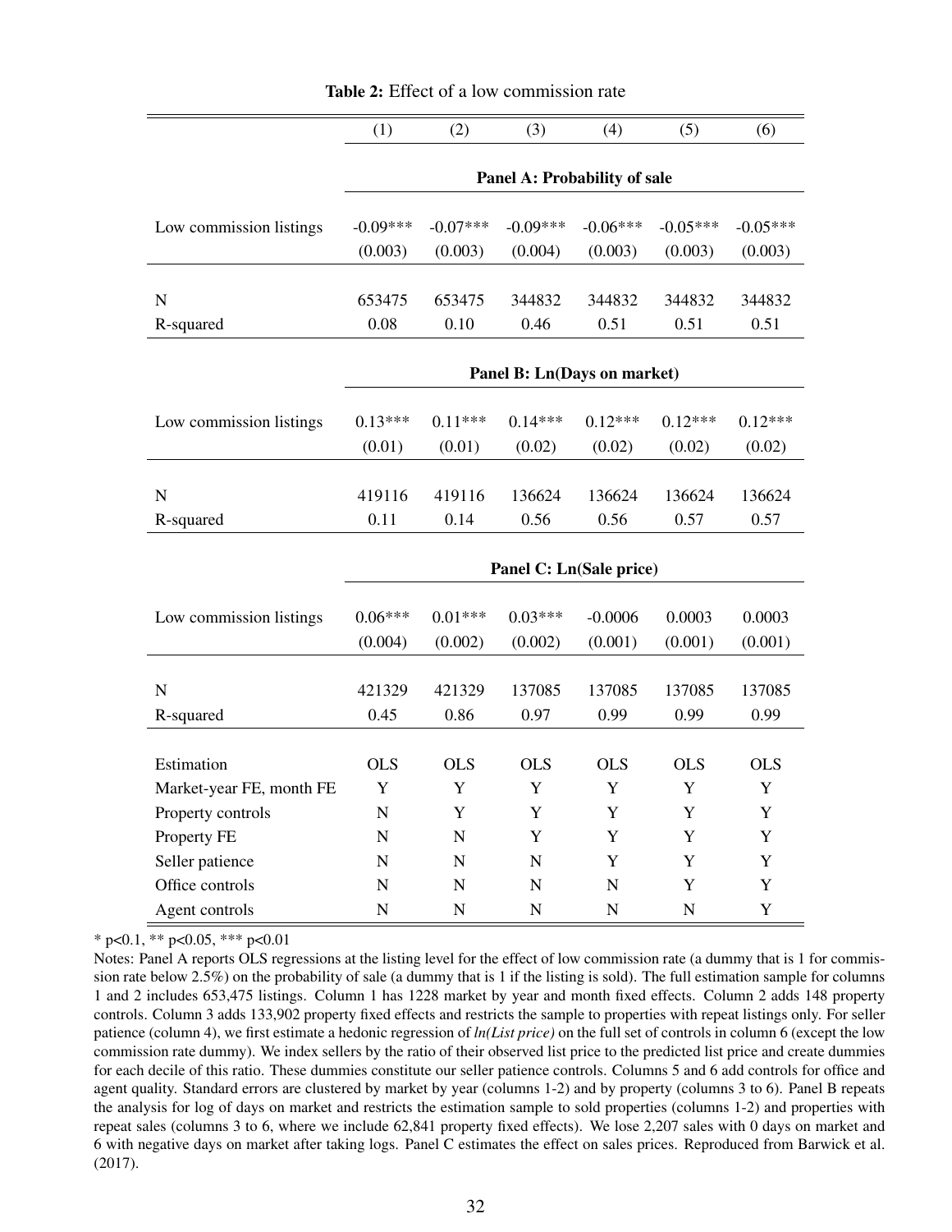**Table 2:** Effect of a low commission rate

| | (1) | (2) | (3) | (4) | (5) | (6) |
|---|---|---|---|---|---|---|
| | **Panel A: Probability of sale** | | | | | |
| Low commission listings | -0.09*** | -0.07*** | -0.09*** | -0.06*** | -0.05*** | -0.05*** |
| | (0.003) | (0.003) | (0.004) | (0.003) | (0.003) | (0.003) |
| N | 653475 | 653475 | 344832 | 344832 | 344832 | 344832 |
| R-squared | 0.08 | 0.10 | 0.46 | 0.51 | 0.51 | 0.51 |
| | **Panel B: Ln(Days on market)** | | | | | |
| Low commission listings | 0.13*** | 0.11*** | 0.14*** | 0.12*** | 0.12*** | 0.12*** |
| | (0.01) | (0.01) | (0.02) | (0.02) | (0.02) | (0.02) |
| N | 419116 | 419116 | 136624 | 136624 | 136624 | 136624 |
| R-squared | 0.11 | 0.14 | 0.56 | 0.56 | 0.57 | 0.57 |
| | **Panel C: Ln(Sale price)** | | | | | |
| Low commission listings | 0.06*** | 0.01*** | 0.03*** | -0.0006 | 0.0003 | 0.0003 |
| | (0.004) | (0.002) | (0.002) | (0.001) | (0.001) | (0.001) |
| N | 421329 | 421329 | 137085 | 137085 | 137085 | 137085 |
| R-squared | 0.45 | 0.86 | 0.97 | 0.99 | 0.99 | 0.99 |
| Estimation | OLS | OLS | OLS | OLS | OLS | OLS |
| Market-year FE, month FE | Y | Y | Y | Y | Y | Y |
| Property controls | N | Y | Y | Y | Y | Y |
| Property FE | N | N | Y | Y | Y | Y |
| Seller patience | N | N | N | Y | Y | Y |
| Office controls | N | N | N | N | Y | Y |
| Agent controls | N | N | N | N | N | Y |

\* p<0.1, \*\* p<0.05, \*\*\* p<0.01

Notes: Panel A reports OLS regressions at the listing level for the effect of low commission rate (a dummy that is 1 for commission rate below 2.5%) on the probability of sale (a dummy that is 1 if the listing is sold). The full estimation sample for columns 1 and 2 includes 653,475 listings. Column 1 has 1228 market by year and month fixed effects. Column 2 adds 148 property controls. Column 3 adds 133,902 property fixed effects and restricts the sample to properties with repeat listings only. For seller patience (column 4), we first estimate a hedonic regression of *ln(List price)* on the full set of controls in column 6 (except the low commission rate dummy). We index sellers by the ratio of their observed list price to the predicted list price and create dummies for each decile of this ratio. These dummies constitute our seller patience controls. Columns 5 and 6 add controls for office and agent quality. Standard errors are clustered by market by year (columns 1-2) and by property (columns 3 to 6). Panel B repeats the analysis for log of days on market and restricts the estimation sample to sold properties (columns 1-2) and properties with repeat sales (columns 3 to 6, where we include 62,841 property fixed effects). We lose 2,207 sales with 0 days on market and 6 with negative days on market after taking logs. Panel C estimates the effect on sales prices. Reproduced from Barwick et al. (2017).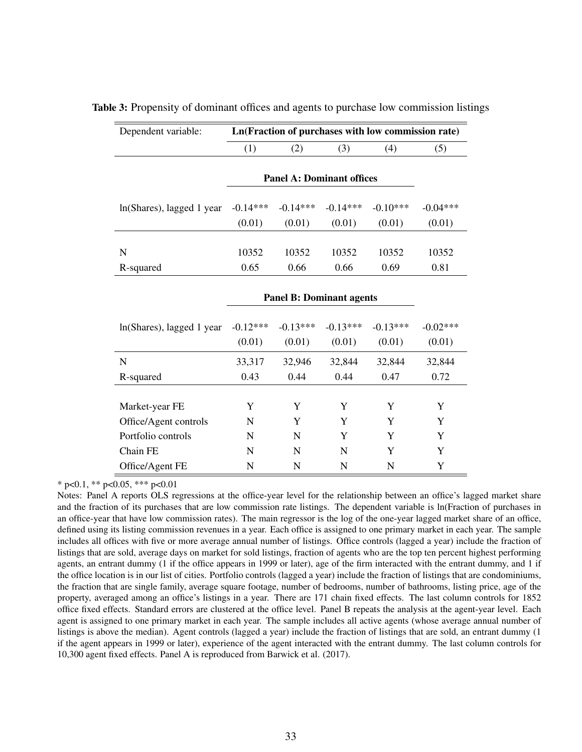**Table 3:** Propensity of dominant offices and agents to purchase low commission listings

| Dependent variable: | Ln(Fraction of purchases with low commission rate) | | | | |
|---|---|---|---|---|---|
| | (1) | (2) | (3) | (4) | (5) |
| | **Panel A: Dominant offices** | | | | |
| ln(Shares), lagged 1 year | -0.14*** | -0.14*** | -0.14*** | -0.10*** | -0.04*** |
| | (0.01) | (0.01) | (0.01) | (0.01) | (0.01) |
| N | 10352 | 10352 | 10352 | 10352 | 10352 |
| R-squared | 0.65 | 0.66 | 0.66 | 0.69 | 0.81 |
| | **Panel B: Dominant agents** | | | | |
| ln(Shares), lagged 1 year | -0.12*** | -0.13*** | -0.13*** | -0.13*** | -0.02*** |
| | (0.01) | (0.01) | (0.01) | (0.01) | (0.01) |
| N | 33,317 | 32,946 | 32,844 | 32,844 | 32,844 |
| R-squared | 0.43 | 0.44 | 0.44 | 0.47 | 0.72 |
| Market-year FE | Y | Y | Y | Y | Y |
| Office/Agent controls | N | Y | Y | Y | Y |
| Portfolio controls | N | N | Y | Y | Y |
| Chain FE | N | N | N | Y | Y |
| Office/Agent FE | N | N | N | N | Y |

* p<0.1, ** p<0.05, *** p<0.01

Notes: Panel A reports OLS regressions at the office-year level for the relationship between an office's lagged market share and the fraction of its purchases that are low commission rate listings. The dependent variable is ln(Fraction of purchases in an office-year that have low commission rates). The main regressor is the log of the one-year lagged market share of an office, defined using its listing commission revenues in a year. Each office is assigned to one primary market in each year. The sample includes all offices with five or more average annual number of listings. Office controls (lagged a year) include the fraction of listings that are sold, average days on market for sold listings, fraction of agents who are the top ten percent highest performing agents, an entrant dummy (1 if the office appears in 1999 or later), age of the firm interacted with the entrant dummy, and 1 if the office location is in our list of cities. Portfolio controls (lagged a year) include the fraction of listings that are condominiums, the fraction that are single family, average square footage, number of bedrooms, number of bathrooms, listing price, age of the property, averaged among an office's listings in a year. There are 171 chain fixed effects. The last column controls for 1852 office fixed effects. Standard errors are clustered at the office level. Panel B repeats the analysis at the agent-year level. Each agent is assigned to one primary market in each year. The sample includes all active agents (whose average annual number of listings is above the median). Agent controls (lagged a year) include the fraction of listings that are sold, an entrant dummy (1 if the agent appears in 1999 or later), experience of the agent interacted with the entrant dummy. The last column controls for 10,300 agent fixed effects. Panel A is reproduced from Barwick et al. (2017).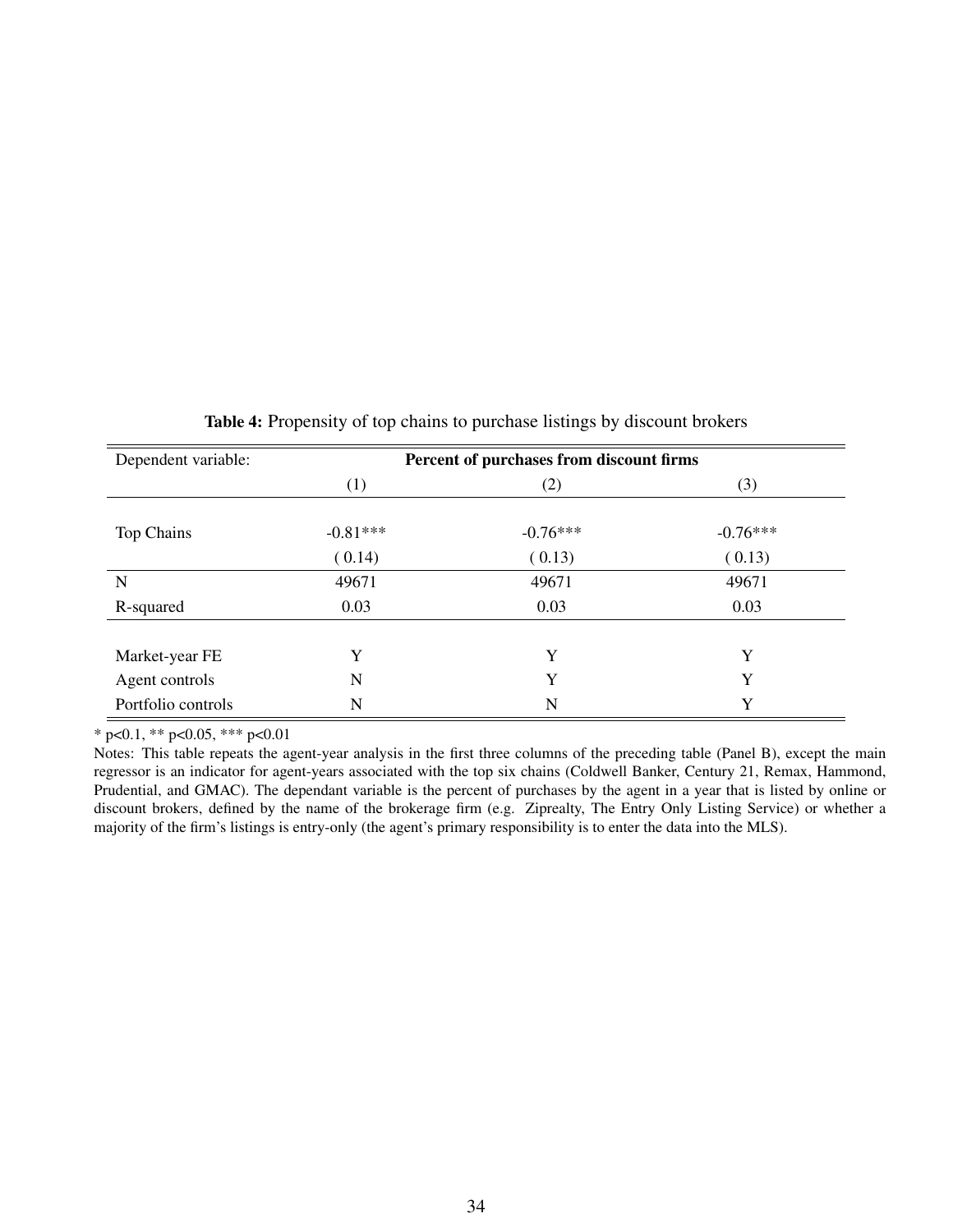**Table 4:** Propensity of top chains to purchase listings by discount brokers

| Dependent variable: | **Percent of purchases from discount firms** | | |
|---|---|---|---|
| | (1) | (2) | (3) |
| Top Chains | -0.81*** | -0.76*** | -0.76*** |
| | ( 0.14) | ( 0.13) | ( 0.13) |
| N | 49671 | 49671 | 49671 |
| R-squared | 0.03 | 0.03 | 0.03 |
| Market-year FE | Y | Y | Y |
| Agent controls | N | Y | Y |
| Portfolio controls | N | N | Y |

* p<0.1, ** p<0.05, *** p<0.01

Notes: This table repeats the agent-year analysis in the first three columns of the preceding table (Panel B), except the main regressor is an indicator for agent-years associated with the top six chains (Coldwell Banker, Century 21, Remax, Hammond, Prudential, and GMAC). The dependant variable is the percent of purchases by the agent in a year that is listed by online or discount brokers, defined by the name of the brokerage firm (e.g. Ziprealty, The Entry Only Listing Service) or whether a majority of the firm's listings is entry-only (the agent's primary responsibility is to enter the data into the MLS).